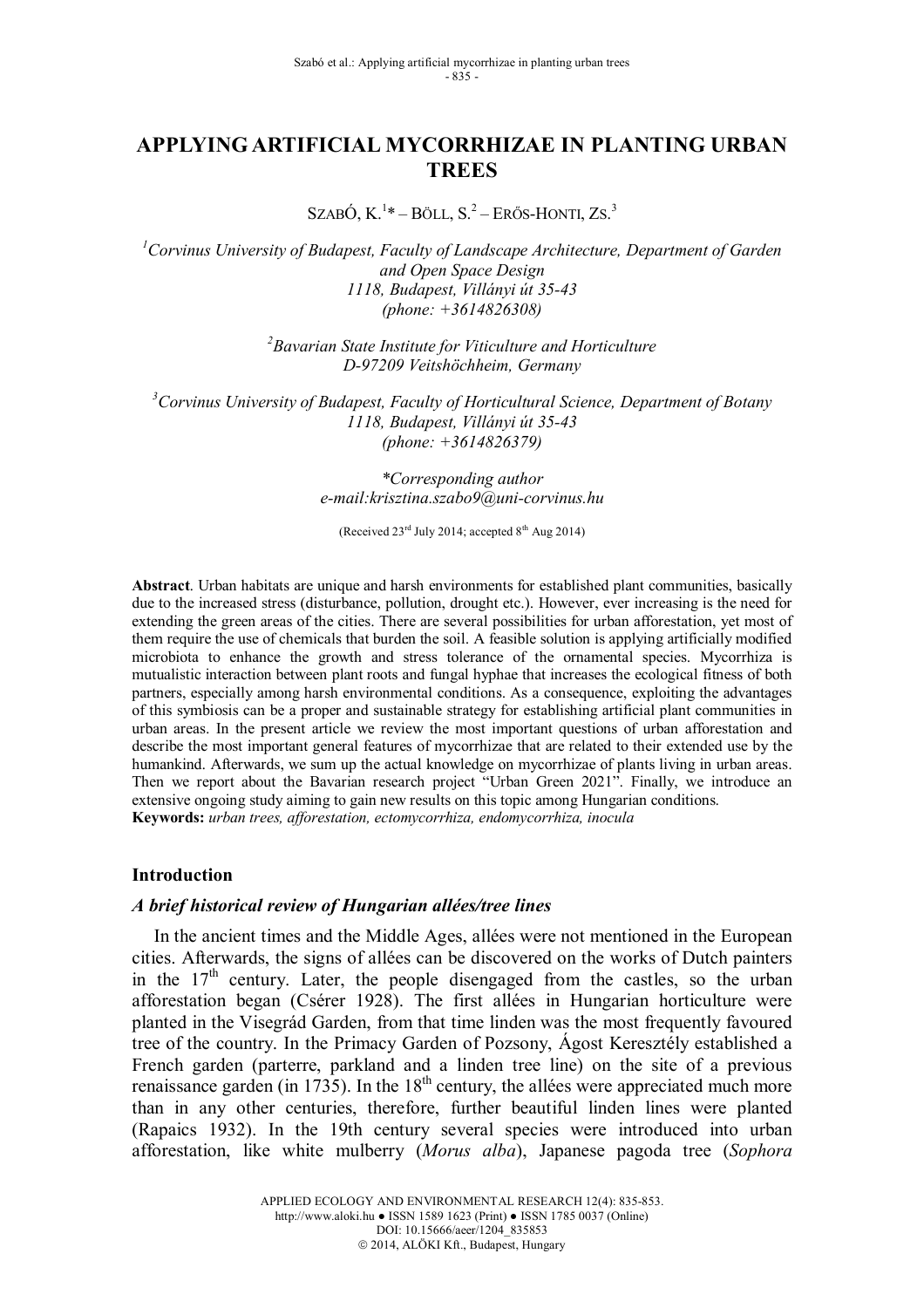# APPLYING ARTIFICIAL MYCORRHIZAE IN PLANTING URBAN TREES

SZABÓ, K.[1]* – BÖLL, S.[2] – ERŐS-HONTI, ZS.[3]

[1] *Corvinus University of Budapest, Faculty of Landscape Architecture, Department of Garden and Open Space Design*
*1118, Budapest, Villányi út 35-43*
*(phone: +3614826308)*

[2] *Bavarian State Institute for Viticulture and Horticulture*
*D-97209 Veitshöchheim, Germany*

[3] *Corvinus University of Budapest, Faculty of Horticultural Science, Department of Botany*
*1118, Budapest, Villányi út 35-43*
*(phone: +3614826379)*

*\*Corresponding author*
*e-mail:krisztina.szabo9@uni-corvinus.hu*

(Received 23rd July 2014; accepted 8th Aug 2014)

**Abstract**. Urban habitats are unique and harsh environments for established plant communities, basically due to the increased stress (disturbance, pollution, drought etc.). However, ever increasing is the need for extending the green areas of the cities. There are several possibilities for urban afforestation, yet most of them require the use of chemicals that burden the soil. A feasible solution is applying artificially modified microbiota to enhance the growth and stress tolerance of the ornamental species. Mycorrhiza is mutualistic interaction between plant roots and fungal hyphae that increases the ecological fitness of both partners, especially among harsh environmental conditions. As a consequence, exploiting the advantages of this symbiosis can be a proper and sustainable strategy for establishing artificial plant communities in urban areas. In the present article we review the most important questions of urban afforestation and describe the most important general features of mycorrhizae that are related to their extended use by the humankind. Afterwards, we sum up the actual knowledge on mycorrhizae of plants living in urban areas. Then we report about the Bavarian research project "Urban Green 2021". Finally, we introduce an extensive ongoing study aiming to gain new results on this topic among Hungarian conditions.

**Keywords:** *urban trees, afforestation, ectomycorrhiza, endomycorrhiza, inocula*

## Introduction

### *A brief historical review of Hungarian allées/tree lines*

In the ancient times and the Middle Ages, allées were not mentioned in the European cities. Afterwards, the signs of allées can be discovered on the works of Dutch painters in the 17th century. Later, the people disengaged from the castles, so the urban afforestation began (Csérer 1928). The first allées in Hungarian horticulture were planted in the Visegrád Garden, from that time linden was the most frequently favoured tree of the country. In the Primacy Garden of Pozsony, Ágost Keresztély established a French garden (parterre, parkland and a linden tree line) on the site of a previous renaissance garden (in 1735). In the 18th century, the allées were appreciated much more than in any other centuries, therefore, further beautiful linden lines were planted (Rapaics 1932). In the 19th century several species were introduced into urban afforestation, like white mulberry (*Morus alba*), Japanese pagoda tree (*Sophora*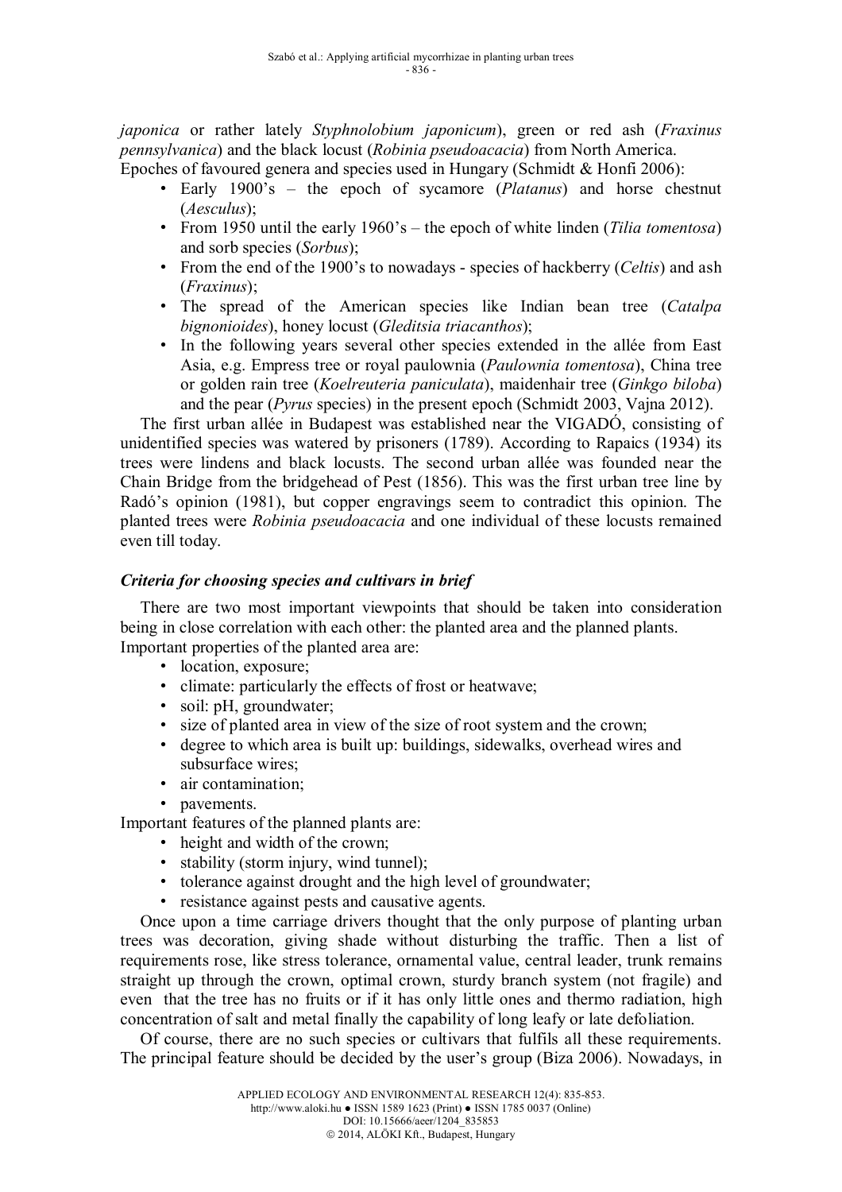*japonica* or rather lately *Styphnolobium japonicum*), green or red ash (*Fraxinus pennsylvanica*) and the black locust (*Robinia pseudoacacia*) from North America.

Epoches of favoured genera and species used in Hungary (Schmidt & Honfi 2006):

- Early 1900's – the epoch of sycamore (*Platanus*) and horse chestnut (*Aesculus*);
- From 1950 until the early 1960's – the epoch of white linden (*Tilia tomentosa*) and sorb species (*Sorbus*);
- From the end of the 1900's to nowadays - species of hackberry (*Celtis*) and ash (*Fraxinus*);
- The spread of the American species like Indian bean tree (*Catalpa bignonioides*), honey locust (*Gleditsia triacanthos*);
- In the following years several other species extended in the allée from East Asia, e.g. Empress tree or royal paulownia (*Paulownia tomentosa*), China tree or golden rain tree (*Koelreuteria paniculata*), maidenhair tree (*Ginkgo biloba*) and the pear (*Pyrus* species) in the present epoch (Schmidt 2003, Vajna 2012).

The first urban allée in Budapest was established near the VIGADÓ, consisting of unidentified species was watered by prisoners (1789). According to Rapaics (1934) its trees were lindens and black locusts. The second urban allée was founded near the Chain Bridge from the bridgehead of Pest (1856). This was the first urban tree line by Radó's opinion (1981), but copper engravings seem to contradict this opinion. The planted trees were *Robinia pseudoacacia* and one individual of these locusts remained even till today.

### *Criteria for choosing species and cultivars in brief*

There are two most important viewpoints that should be taken into consideration being in close correlation with each other: the planted area and the planned plants.

Important properties of the planted area are:

- location, exposure;
- climate: particularly the effects of frost or heatwave;
- soil: pH, groundwater;
- size of planted area in view of the size of root system and the crown;
- degree to which area is built up: buildings, sidewalks, overhead wires and subsurface wires;
- air contamination;
- pavements.

Important features of the planned plants are:

- height and width of the crown;
- stability (storm injury, wind tunnel);
- tolerance against drought and the high level of groundwater;
- resistance against pests and causative agents.

Once upon a time carriage drivers thought that the only purpose of planting urban trees was decoration, giving shade without disturbing the traffic. Then a list of requirements rose, like stress tolerance, ornamental value, central leader, trunk remains straight up through the crown, optimal crown, sturdy branch system (not fragile) and even that the tree has no fruits or if it has only little ones and thermo radiation, high concentration of salt and metal finally the capability of long leafy or late defoliation.

Of course, there are no such species or cultivars that fulfils all these requirements. The principal feature should be decided by the user's group (Biza 2006). Nowadays, in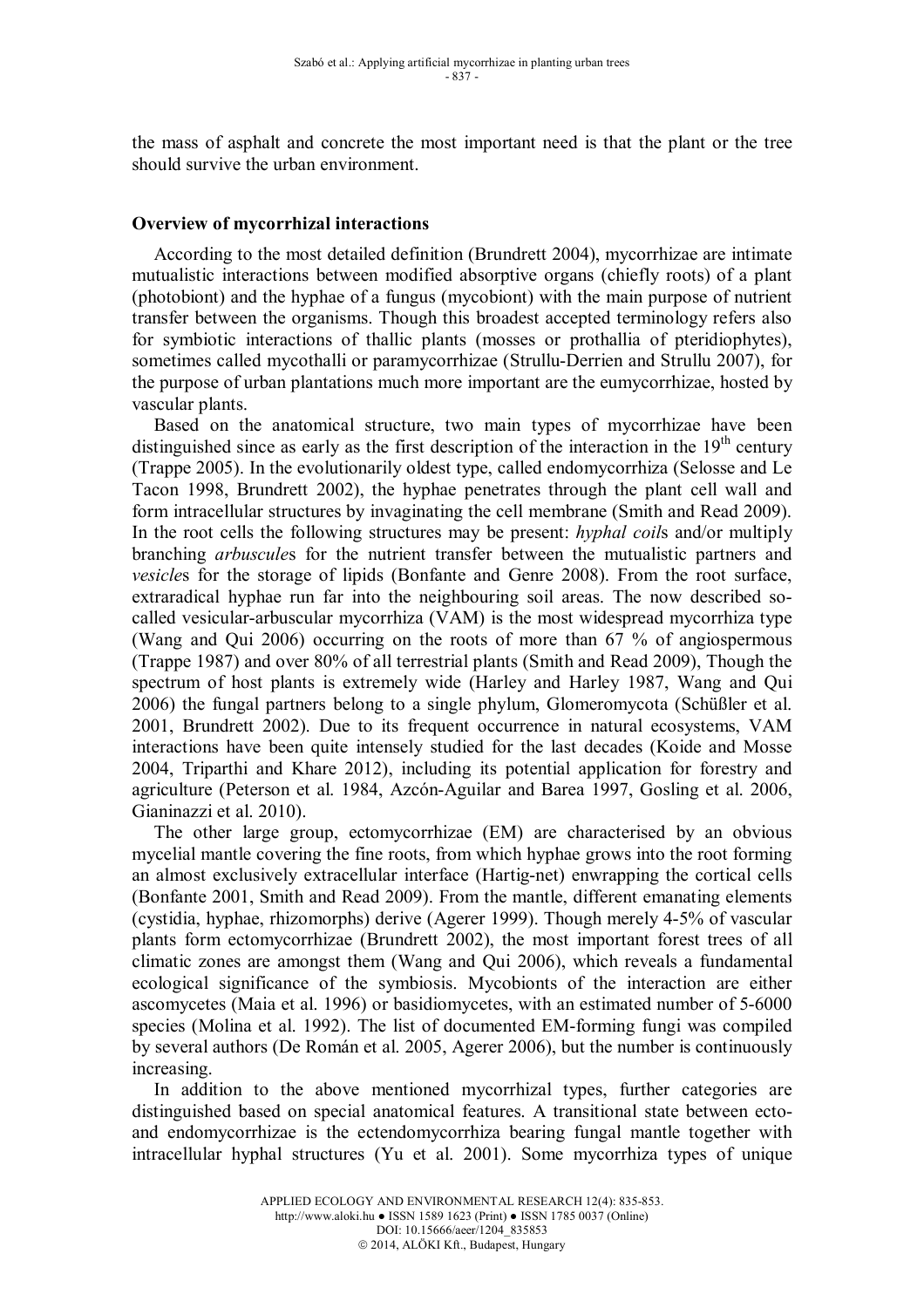the mass of asphalt and concrete the most important need is that the plant or the tree should survive the urban environment.

### Overview of mycorrhizal interactions

According to the most detailed definition (Brundrett 2004), mycorrhizae are intimate mutualistic interactions between modified absorptive organs (chiefly roots) of a plant (photobiont) and the hyphae of a fungus (mycobiont) with the main purpose of nutrient transfer between the organisms. Though this broadest accepted terminology refers also for symbiotic interactions of thallic plants (mosses or prothallia of pteridiophytes), sometimes called mycothalli or paramycorrhizae (Strullu-Derrien and Strullu 2007), for the purpose of urban plantations much more important are the eumycorrhizae, hosted by vascular plants.

Based on the anatomical structure, two main types of mycorrhizae have been distinguished since as early as the first description of the interaction in the 19th century (Trappe 2005). In the evolutionarily oldest type, called endomycorrhiza (Selosse and Le Tacon 1998, Brundrett 2002), the hyphae penetrates through the plant cell wall and form intracellular structures by invaginating the cell membrane (Smith and Read 2009). In the root cells the following structures may be present: *hyphal coil*s and/or multiply branching *arbuscule*s for the nutrient transfer between the mutualistic partners and *vesicle*s for the storage of lipids (Bonfante and Genre 2008). From the root surface, extraradical hyphae run far into the neighbouring soil areas. The now described so-called vesicular-arbuscular mycorrhiza (VAM) is the most widespread mycorrhiza type (Wang and Qui 2006) occurring on the roots of more than 67 % of angiospermous (Trappe 1987) and over 80% of all terrestrial plants (Smith and Read 2009), Though the spectrum of host plants is extremely wide (Harley and Harley 1987, Wang and Qui 2006) the fungal partners belong to a single phylum, Glomeromycota (Schüßler et al. 2001, Brundrett 2002). Due to its frequent occurrence in natural ecosystems, VAM interactions have been quite intensely studied for the last decades (Koide and Mosse 2004, Triparthi and Khare 2012), including its potential application for forestry and agriculture (Peterson et al. 1984, Azcón-Aguilar and Barea 1997, Gosling et al. 2006, Gianinazzi et al. 2010).

The other large group, ectomycorrhizae (EM) are characterised by an obvious mycelial mantle covering the fine roots, from which hyphae grows into the root forming an almost exclusively extracellular interface (Hartig-net) enwrapping the cortical cells (Bonfante 2001, Smith and Read 2009). From the mantle, different emanating elements (cystidia, hyphae, rhizomorphs) derive (Agerer 1999). Though merely 4-5% of vascular plants form ectomycorrhizae (Brundrett 2002), the most important forest trees of all climatic zones are amongst them (Wang and Qui 2006), which reveals a fundamental ecological significance of the symbiosis. Mycobionts of the interaction are either ascomycetes (Maia et al. 1996) or basidiomycetes, with an estimated number of 5-6000 species (Molina et al. 1992). The list of documented EM-forming fungi was compiled by several authors (De Román et al. 2005, Agerer 2006), but the number is continuously increasing.

In addition to the above mentioned mycorrhizal types, further categories are distinguished based on special anatomical features. A transitional state between ecto- and endomycorrhizae is the ectendomycorrhiza bearing fungal mantle together with intracellular hyphal structures (Yu et al. 2001). Some mycorrhiza types of unique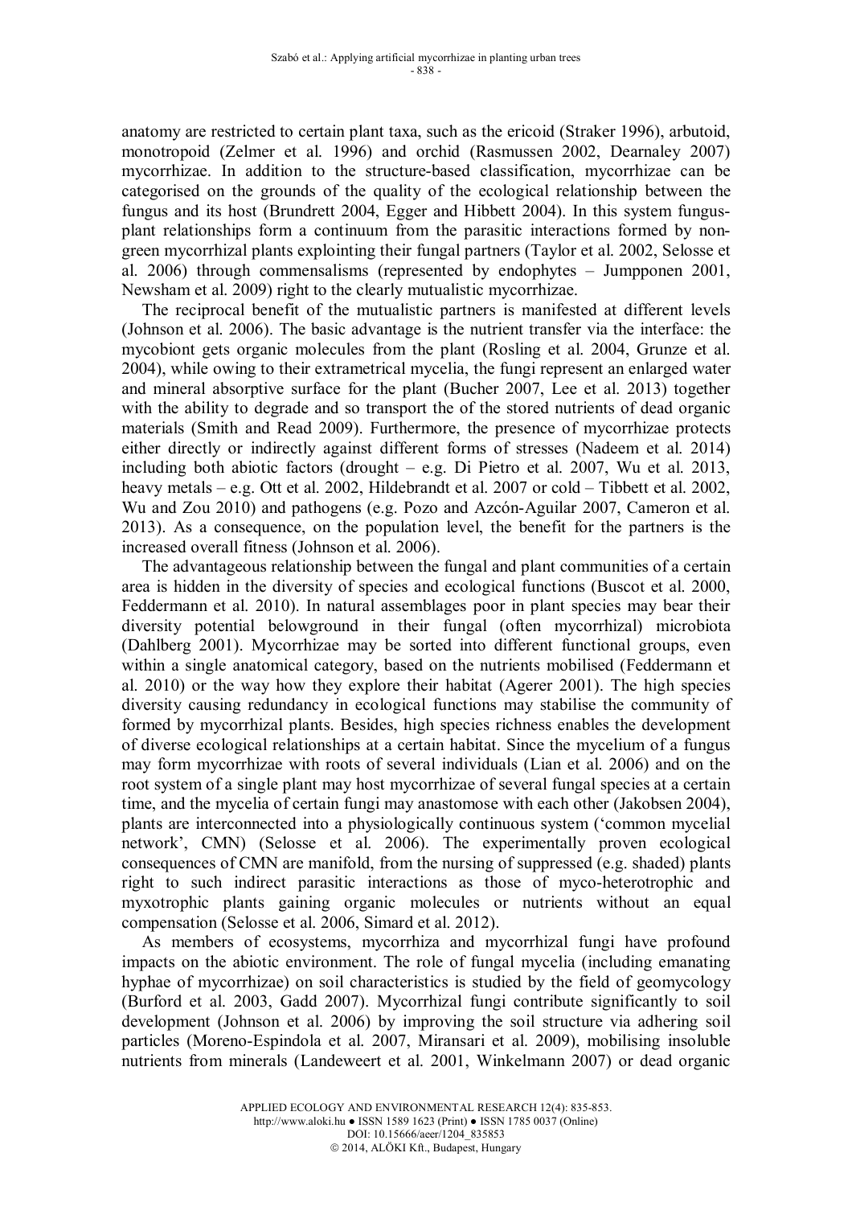anatomy are restricted to certain plant taxa, such as the ericoid (Straker 1996), arbutoid, monotropoid (Zelmer et al. 1996) and orchid (Rasmussen 2002, Dearnaley 2007) mycorrhizae. In addition to the structure-based classification, mycorrhizae can be categorised on the grounds of the quality of the ecological relationship between the fungus and its host (Brundrett 2004, Egger and Hibbett 2004). In this system fungus-plant relationships form a continuum from the parasitic interactions formed by non-green mycorrhizal plants explointing their fungal partners (Taylor et al. 2002, Selosse et al. 2006) through commensalisms (represented by endophytes – Jumpponen 2001, Newsham et al. 2009) right to the clearly mutualistic mycorrhizae.

The reciprocal benefit of the mutualistic partners is manifested at different levels (Johnson et al. 2006). The basic advantage is the nutrient transfer via the interface: the mycobiont gets organic molecules from the plant (Rosling et al. 2004, Grunze et al. 2004), while owing to their extrametrical mycelia, the fungi represent an enlarged water and mineral absorptive surface for the plant (Bucher 2007, Lee et al. 2013) together with the ability to degrade and so transport the of the stored nutrients of dead organic materials (Smith and Read 2009). Furthermore, the presence of mycorrhizae protects either directly or indirectly against different forms of stresses (Nadeem et al. 2014) including both abiotic factors (drought – e.g. Di Pietro et al. 2007, Wu et al. 2013, heavy metals – e.g. Ott et al. 2002, Hildebrandt et al. 2007 or cold – Tibbett et al. 2002, Wu and Zou 2010) and pathogens (e.g. Pozo and Azcón-Aguilar 2007, Cameron et al. 2013). As a consequence, on the population level, the benefit for the partners is the increased overall fitness (Johnson et al. 2006).

The advantageous relationship between the fungal and plant communities of a certain area is hidden in the diversity of species and ecological functions (Buscot et al. 2000, Feddermann et al. 2010). In natural assemblages poor in plant species may bear their diversity potential belowground in their fungal (often mycorrhizal) microbiota (Dahlberg 2001). Mycorrhizae may be sorted into different functional groups, even within a single anatomical category, based on the nutrients mobilised (Feddermann et al. 2010) or the way how they explore their habitat (Agerer 2001). The high species diversity causing redundancy in ecological functions may stabilise the community of formed by mycorrhizal plants. Besides, high species richness enables the development of diverse ecological relationships at a certain habitat. Since the mycelium of a fungus may form mycorrhizae with roots of several individuals (Lian et al. 2006) and on the root system of a single plant may host mycorrhizae of several fungal species at a certain time, and the mycelia of certain fungi may anastomose with each other (Jakobsen 2004), plants are interconnected into a physiologically continuous system ('common mycelial network', CMN) (Selosse et al. 2006). The experimentally proven ecological consequences of CMN are manifold, from the nursing of suppressed (e.g. shaded) plants right to such indirect parasitic interactions as those of myco-heterotrophic and myxotrophic plants gaining organic molecules or nutrients without an equal compensation (Selosse et al. 2006, Simard et al. 2012).

As members of ecosystems, mycorrhiza and mycorrhizal fungi have profound impacts on the abiotic environment. The role of fungal mycelia (including emanating hyphae of mycorrhizae) on soil characteristics is studied by the field of geomycology (Burford et al. 2003, Gadd 2007). Mycorrhizal fungi contribute significantly to soil development (Johnson et al. 2006) by improving the soil structure via adhering soil particles (Moreno-Espindola et al. 2007, Miransari et al. 2009), mobilising insoluble nutrients from minerals (Landeweert et al. 2001, Winkelmann 2007) or dead organic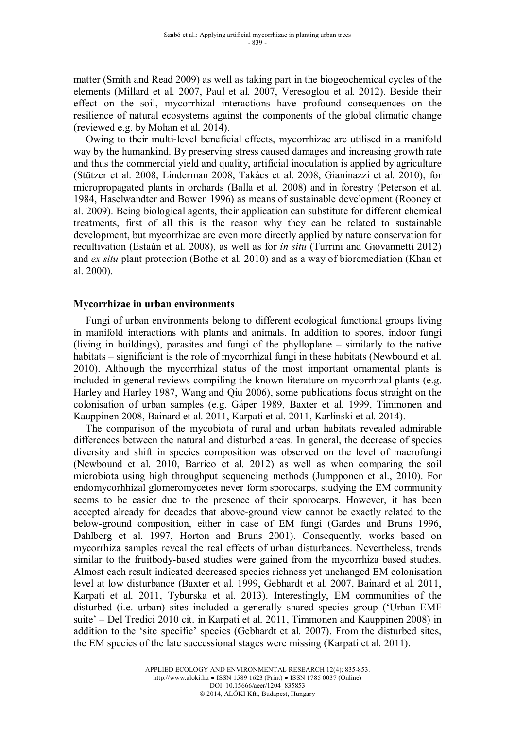matter (Smith and Read 2009) as well as taking part in the biogeochemical cycles of the elements (Millard et al. 2007, Paul et al. 2007, Veresoglou et al. 2012). Beside their effect on the soil, mycorrhizal interactions have profound consequences on the resilience of natural ecosystems against the components of the global climatic change (reviewed e.g. by Mohan et al. 2014).

Owing to their multi-level beneficial effects, mycorrhizae are utilised in a manifold way by the humankind. By preserving stress caused damages and increasing growth rate and thus the commercial yield and quality, artificial inoculation is applied by agriculture (Stützer et al. 2008, Linderman 2008, Takács et al. 2008, Gianinazzi et al. 2010), for micropropagated plants in orchards (Balla et al. 2008) and in forestry (Peterson et al. 1984, Haselwandter and Bowen 1996) as means of sustainable development (Rooney et al. 2009). Being biological agents, their application can substitute for different chemical treatments, first of all this is the reason why they can be related to sustainable development, but mycorrhizae are even more directly applied by nature conservation for recultivation (Estaún et al. 2008), as well as for *in situ* (Turrini and Giovannetti 2012) and *ex situ* plant protection (Bothe et al. 2010) and as a way of bioremediation (Khan et al. 2000).

## Mycorrhizae in urban environments

Fungi of urban environments belong to different ecological functional groups living in manifold interactions with plants and animals. In addition to spores, indoor fungi (living in buildings), parasites and fungi of the phylloplane – similarly to the native habitats – significiant is the role of mycorrhizal fungi in these habitats (Newbound et al. 2010). Although the mycorrhizal status of the most important ornamental plants is included in general reviews compiling the known literature on mycorrhizal plants (e.g. Harley and Harley 1987, Wang and Qiu 2006), some publications focus straight on the colonisation of urban samples (e.g. Gáper 1989, Baxter et al. 1999, Timmonen and Kauppinen 2008, Bainard et al. 2011, Karpati et al. 2011, Karlinski et al. 2014).

The comparison of the mycobiota of rural and urban habitats revealed admirable differences between the natural and disturbed areas. In general, the decrease of species diversity and shift in species composition was observed on the level of macrofungi (Newbound et al. 2010, Barrico et al. 2012) as well as when comparing the soil microbiota using high throughput sequencing methods (Jumpponen et al., 2010). For endomycorhhizal glomeromycetes never form sporocarps, studying the EM community seems to be easier due to the presence of their sporocarps. However, it has been accepted already for decades that above-ground view cannot be exactly related to the below-ground composition, either in case of EM fungi (Gardes and Bruns 1996, Dahlberg et al. 1997, Horton and Bruns 2001). Consequently, works based on mycorrhiza samples reveal the real effects of urban disturbances. Nevertheless, trends similar to the fruitbody-based studies were gained from the mycorrhiza based studies. Almost each result indicated decreased species richness yet unchanged EM colonisation level at low disturbance (Baxter et al. 1999, Gebhardt et al. 2007, Bainard et al. 2011, Karpati et al. 2011, Tyburska et al. 2013). Interestingly, EM communities of the disturbed (i.e. urban) sites included a generally shared species group ('Urban EMF suite' – Del Tredici 2010 cit. in Karpati et al. 2011, Timmonen and Kauppinen 2008) in addition to the 'site specific' species (Gebhardt et al. 2007). From the disturbed sites, the EM species of the late successional stages were missing (Karpati et al. 2011).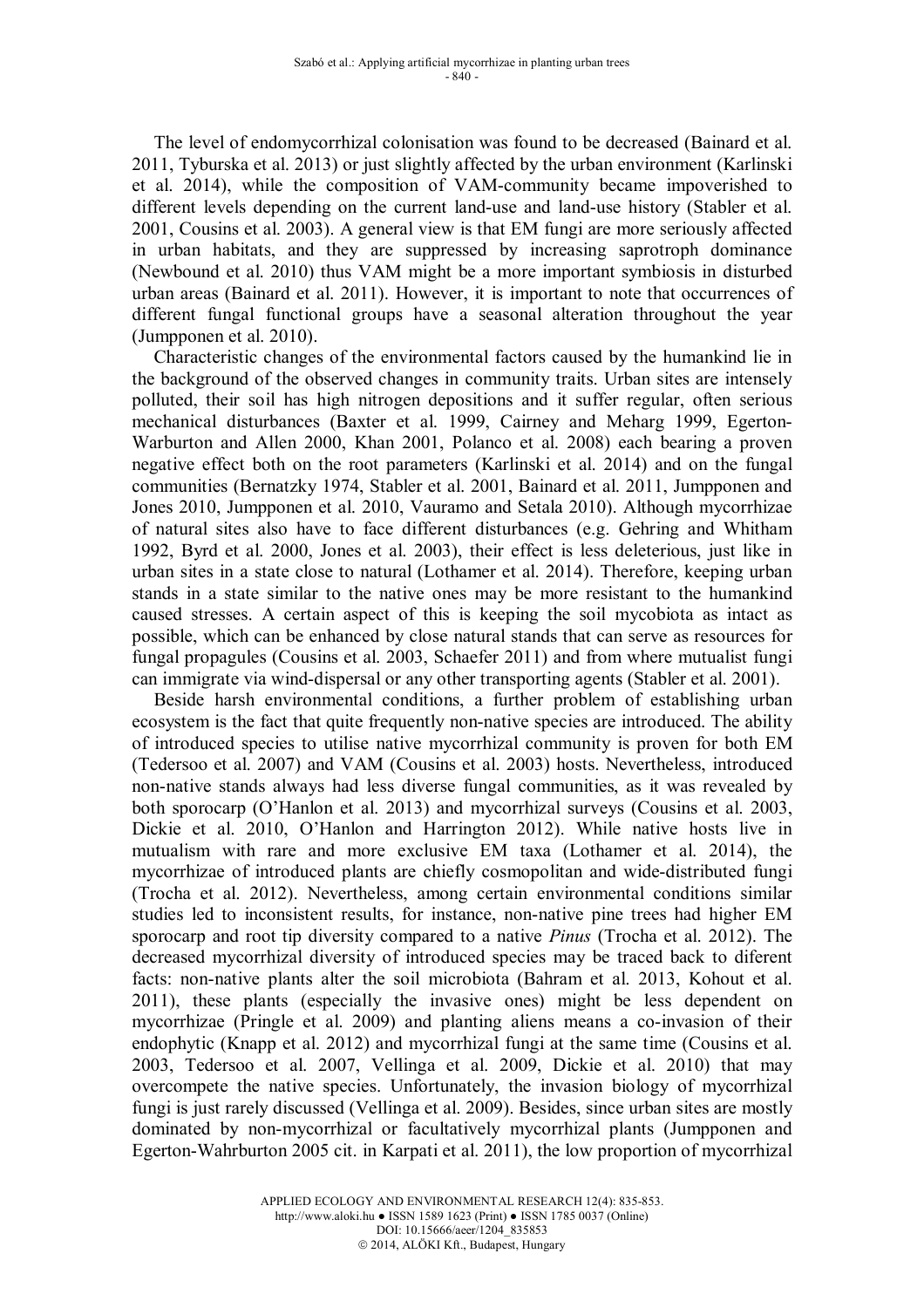The level of endomycorrhizal colonisation was found to be decreased (Bainard et al. 2011, Tyburska et al. 2013) or just slightly affected by the urban environment (Karlinski et al. 2014), while the composition of VAM-community became impoverished to different levels depending on the current land-use and land-use history (Stabler et al. 2001, Cousins et al. 2003). A general view is that EM fungi are more seriously affected in urban habitats, and they are suppressed by increasing saprotroph dominance (Newbound et al. 2010) thus VAM might be a more important symbiosis in disturbed urban areas (Bainard et al. 2011). However, it is important to note that occurrences of different fungal functional groups have a seasonal alteration throughout the year (Jumpponen et al. 2010).

Characteristic changes of the environmental factors caused by the humankind lie in the background of the observed changes in community traits. Urban sites are intensely polluted, their soil has high nitrogen depositions and it suffer regular, often serious mechanical disturbances (Baxter et al. 1999, Cairney and Meharg 1999, Egerton-Warburton and Allen 2000, Khan 2001, Polanco et al. 2008) each bearing a proven negative effect both on the root parameters (Karlinski et al. 2014) and on the fungal communities (Bernatzky 1974, Stabler et al. 2001, Bainard et al. 2011, Jumpponen and Jones 2010, Jumpponen et al. 2010, Vauramo and Setala 2010). Although mycorrhizae of natural sites also have to face different disturbances (e.g. Gehring and Whitham 1992, Byrd et al. 2000, Jones et al. 2003), their effect is less deleterious, just like in urban sites in a state close to natural (Lothamer et al. 2014). Therefore, keeping urban stands in a state similar to the native ones may be more resistant to the humankind caused stresses. A certain aspect of this is keeping the soil mycobiota as intact as possible, which can be enhanced by close natural stands that can serve as resources for fungal propagules (Cousins et al. 2003, Schaefer 2011) and from where mutualist fungi can immigrate via wind-dispersal or any other transporting agents (Stabler et al. 2001).

Beside harsh environmental conditions, a further problem of establishing urban ecosystem is the fact that quite frequently non-native species are introduced. The ability of introduced species to utilise native mycorrhizal community is proven for both EM (Tedersoo et al. 2007) and VAM (Cousins et al. 2003) hosts. Nevertheless, introduced non-native stands always had less diverse fungal communities, as it was revealed by both sporocarp (O'Hanlon et al. 2013) and mycorrhizal surveys (Cousins et al. 2003, Dickie et al. 2010, O'Hanlon and Harrington 2012). While native hosts live in mutualism with rare and more exclusive EM taxa (Lothamer et al. 2014), the mycorrhizae of introduced plants are chiefly cosmopolitan and wide-distributed fungi (Trocha et al. 2012). Nevertheless, among certain environmental conditions similar studies led to inconsistent results, for instance, non-native pine trees had higher EM sporocarp and root tip diversity compared to a native *Pinus* (Trocha et al. 2012). The decreased mycorrhizal diversity of introduced species may be traced back to diferent facts: non-native plants alter the soil microbiota (Bahram et al. 2013, Kohout et al. 2011), these plants (especially the invasive ones) might be less dependent on mycorrhizae (Pringle et al. 2009) and planting aliens means a co-invasion of their endophytic (Knapp et al. 2012) and mycorrhizal fungi at the same time (Cousins et al. 2003, Tedersoo et al. 2007, Vellinga et al. 2009, Dickie et al. 2010) that may overcompete the native species. Unfortunately, the invasion biology of mycorrhizal fungi is just rarely discussed (Vellinga et al. 2009). Besides, since urban sites are mostly dominated by non-mycorrhizal or facultatively mycorrhizal plants (Jumpponen and Egerton-Wahrburton 2005 cit. in Karpati et al. 2011), the low proportion of mycorrhizal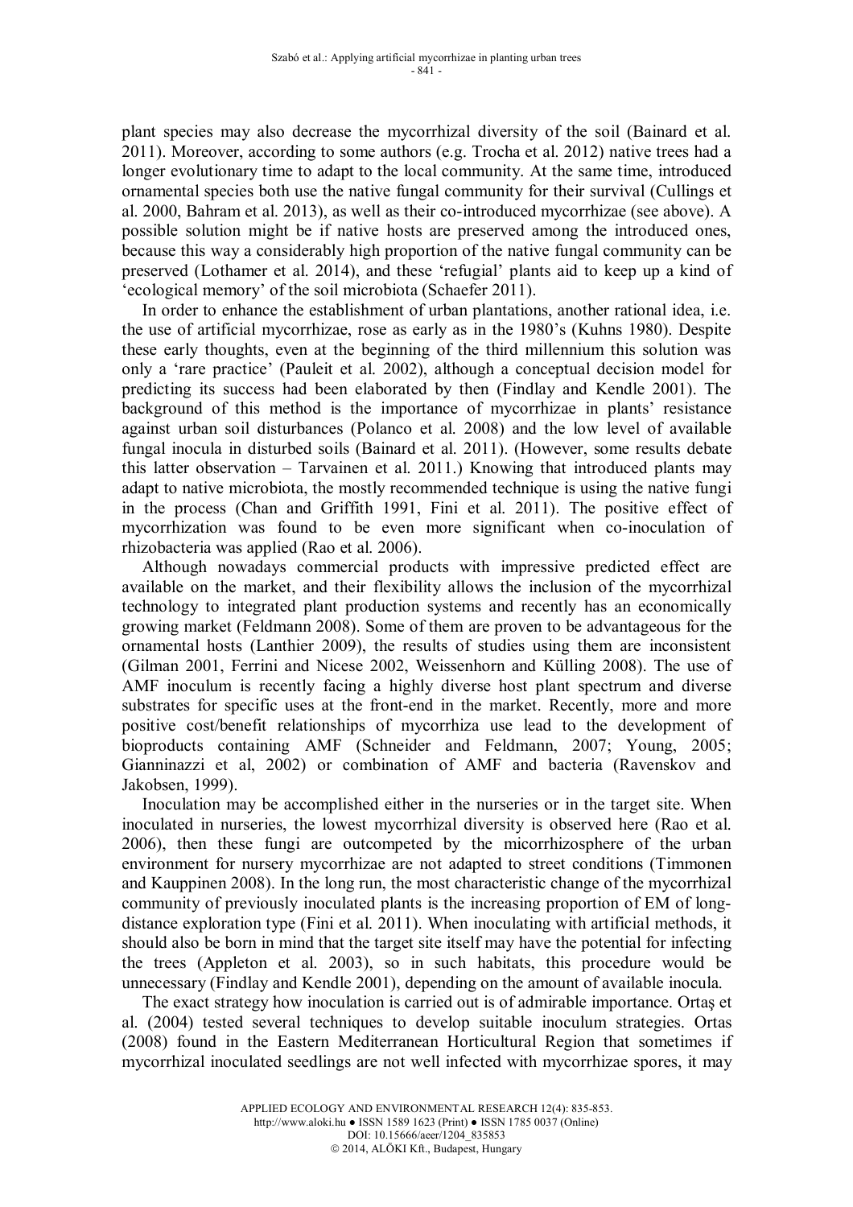plant species may also decrease the mycorrhizal diversity of the soil (Bainard et al. 2011). Moreover, according to some authors (e.g. Trocha et al. 2012) native trees had a longer evolutionary time to adapt to the local community. At the same time, introduced ornamental species both use the native fungal community for their survival (Cullings et al. 2000, Bahram et al. 2013), as well as their co-introduced mycorrhizae (see above). A possible solution might be if native hosts are preserved among the introduced ones, because this way a considerably high proportion of the native fungal community can be preserved (Lothamer et al. 2014), and these 'refugial' plants aid to keep up a kind of 'ecological memory' of the soil microbiota (Schaefer 2011).

In order to enhance the establishment of urban plantations, another rational idea, i.e. the use of artificial mycorrhizae, rose as early as in the 1980's (Kuhns 1980). Despite these early thoughts, even at the beginning of the third millennium this solution was only a 'rare practice' (Pauleit et al. 2002), although a conceptual decision model for predicting its success had been elaborated by then (Findlay and Kendle 2001). The background of this method is the importance of mycorrhizae in plants' resistance against urban soil disturbances (Polanco et al. 2008) and the low level of available fungal inocula in disturbed soils (Bainard et al. 2011). (However, some results debate this latter observation – Tarvainen et al. 2011.) Knowing that introduced plants may adapt to native microbiota, the mostly recommended technique is using the native fungi in the process (Chan and Griffith 1991, Fini et al. 2011). The positive effect of mycorrhization was found to be even more significant when co-inoculation of rhizobacteria was applied (Rao et al. 2006).

Although nowadays commercial products with impressive predicted effect are available on the market, and their flexibility allows the inclusion of the mycorrhizal technology to integrated plant production systems and recently has an economically growing market (Feldmann 2008). Some of them are proven to be advantageous for the ornamental hosts (Lanthier 2009), the results of studies using them are inconsistent (Gilman 2001, Ferrini and Nicese 2002, Weissenhorn and Külling 2008). The use of AMF inoculum is recently facing a highly diverse host plant spectrum and diverse substrates for specific uses at the front-end in the market. Recently, more and more positive cost/benefit relationships of mycorrhiza use lead to the development of bioproducts containing AMF (Schneider and Feldmann, 2007; Young, 2005; Gianninazzi et al, 2002) or combination of AMF and bacteria (Ravenskov and Jakobsen, 1999).

Inoculation may be accomplished either in the nurseries or in the target site. When inoculated in nurseries, the lowest mycorrhizal diversity is observed here (Rao et al. 2006), then these fungi are outcompeted by the micorrhizosphere of the urban environment for nursery mycorrhizae are not adapted to street conditions (Timmonen and Kauppinen 2008). In the long run, the most characteristic change of the mycorrhizal community of previously inoculated plants is the increasing proportion of EM of long-distance exploration type (Fini et al. 2011). When inoculating with artificial methods, it should also be born in mind that the target site itself may have the potential for infecting the trees (Appleton et al. 2003), so in such habitats, this procedure would be unnecessary (Findlay and Kendle 2001), depending on the amount of available inocula.

The exact strategy how inoculation is carried out is of admirable importance. Ortaş et al. (2004) tested several techniques to develop suitable inoculum strategies. Ortas (2008) found in the Eastern Mediterranean Horticultural Region that sometimes if mycorrhizal inoculated seedlings are not well infected with mycorrhizae spores, it may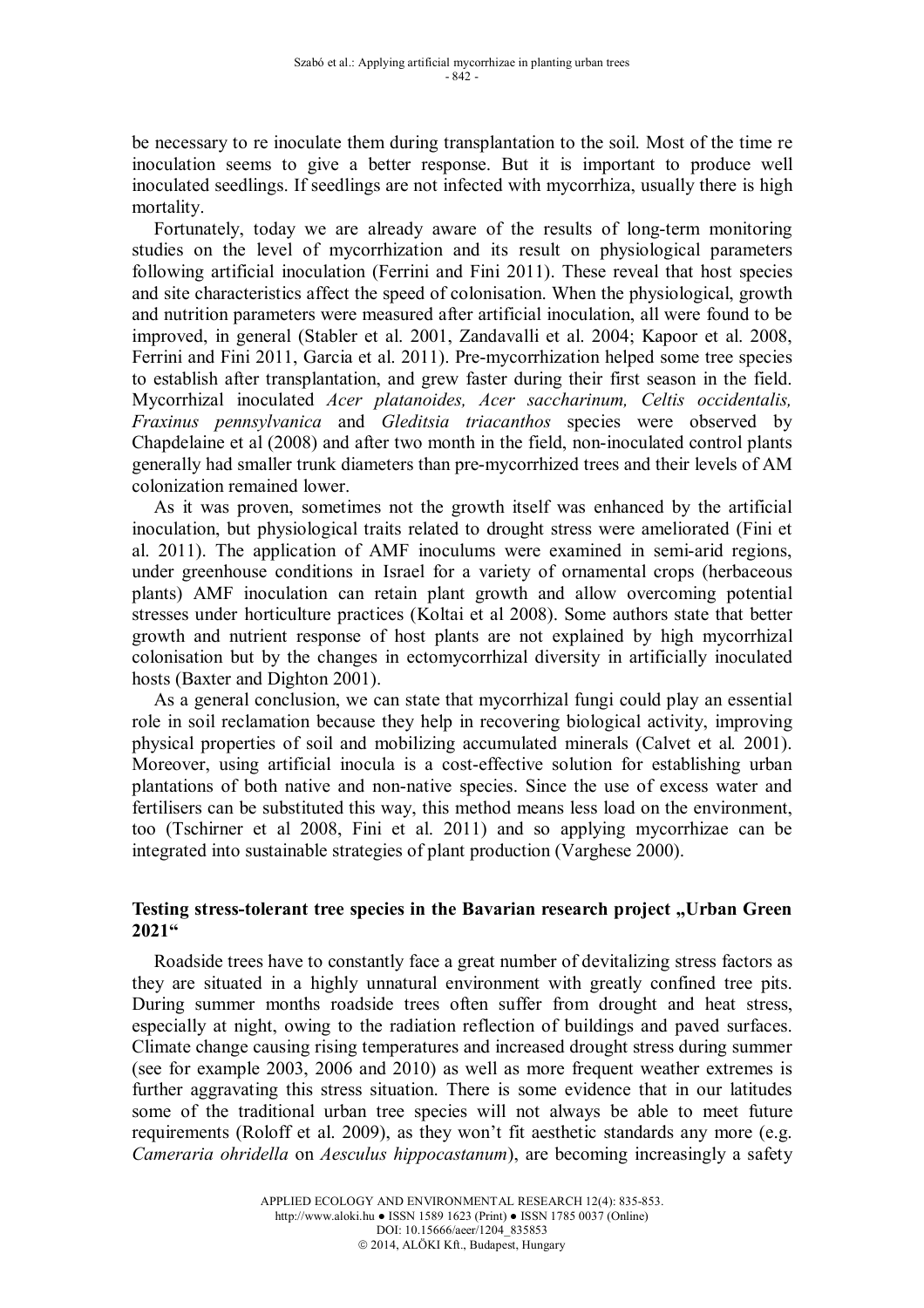be necessary to re inoculate them during transplantation to the soil. Most of the time re inoculation seems to give a better response. But it is important to produce well inoculated seedlings. If seedlings are not infected with mycorrhiza, usually there is high mortality.

Fortunately, today we are already aware of the results of long-term monitoring studies on the level of mycorrhization and its result on physiological parameters following artificial inoculation (Ferrini and Fini 2011). These reveal that host species and site characteristics affect the speed of colonisation. When the physiological, growth and nutrition parameters were measured after artificial inoculation, all were found to be improved, in general (Stabler et al. 2001, Zandavalli et al. 2004; Kapoor et al. 2008, Ferrini and Fini 2011, Garcia et al. 2011). Pre-mycorrhization helped some tree species to establish after transplantation, and grew faster during their first season in the field. Mycorrhizal inoculated *Acer platanoides, Acer saccharinum, Celtis occidentalis, Fraxinus pennsylvanica* and *Gleditsia triacanthos* species were observed by Chapdelaine et al (2008) and after two month in the field, non-inoculated control plants generally had smaller trunk diameters than pre-mycorrhized trees and their levels of AM colonization remained lower.

As it was proven, sometimes not the growth itself was enhanced by the artificial inoculation, but physiological traits related to drought stress were ameliorated (Fini et al. 2011). The application of AMF inoculums were examined in semi-arid regions, under greenhouse conditions in Israel for a variety of ornamental crops (herbaceous plants) AMF inoculation can retain plant growth and allow overcoming potential stresses under horticulture practices (Koltai et al 2008). Some authors state that better growth and nutrient response of host plants are not explained by high mycorrhizal colonisation but by the changes in ectomycorrhizal diversity in artificially inoculated hosts (Baxter and Dighton 2001).

As a general conclusion, we can state that mycorrhizal fungi could play an essential role in soil reclamation because they help in recovering biological activity, improving physical properties of soil and mobilizing accumulated minerals (Calvet et al. 2001). Moreover, using artificial inocula is a cost-effective solution for establishing urban plantations of both native and non-native species. Since the use of excess water and fertilisers can be substituted this way, this method means less load on the environment, too (Tschirner et al 2008, Fini et al. 2011) and so applying mycorrhizae can be integrated into sustainable strategies of plant production (Varghese 2000).

## Testing stress-tolerant tree species in the Bavarian research project „Urban Green 2021“

Roadside trees have to constantly face a great number of devitalizing stress factors as they are situated in a highly unnatural environment with greatly confined tree pits. During summer months roadside trees often suffer from drought and heat stress, especially at night, owing to the radiation reflection of buildings and paved surfaces. Climate change causing rising temperatures and increased drought stress during summer (see for example 2003, 2006 and 2010) as well as more frequent weather extremes is further aggravating this stress situation. There is some evidence that in our latitudes some of the traditional urban tree species will not always be able to meet future requirements (Roloff et al. 2009), as they won't fit aesthetic standards any more (e.g. *Cameraria ohridella* on *Aesculus hippocastanum*), are becoming increasingly a safety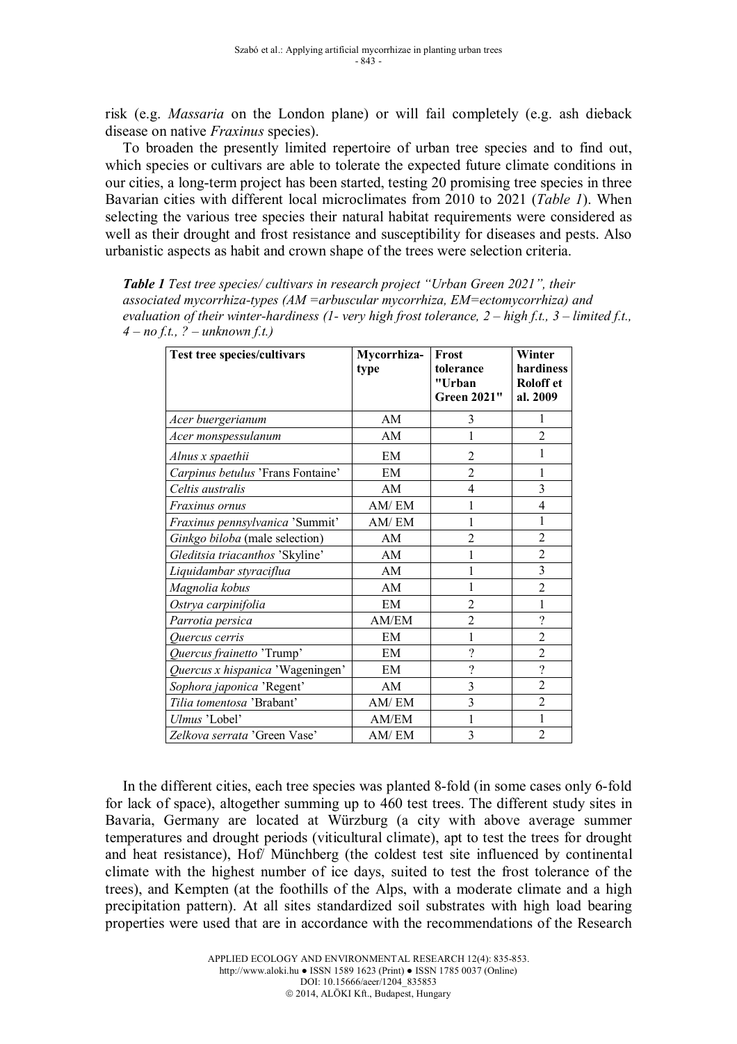risk (e.g. *Massaria* on the London plane) or will fail completely (e.g. ash dieback disease on native *Fraxinus* species).

To broaden the presently limited repertoire of urban tree species and to find out, which species or cultivars are able to tolerate the expected future climate conditions in our cities, a long-term project has been started, testing 20 promising tree species in three Bavarian cities with different local microclimates from 2010 to 2021 (*Table 1*). When selecting the various tree species their natural habitat requirements were considered as well as their drought and frost resistance and susceptibility for diseases and pests. Also urbanistic aspects as habit and crown shape of the trees were selection criteria.

***Table 1*** *Test tree species/ cultivars in research project "Urban Green 2021", their associated mycorrhiza-types (AM =arbuscular mycorrhiza, EM=ectomycorrhiza) and evaluation of their winter-hardiness (1- very high frost tolerance, 2 – high f.t., 3 – limited f.t., 4 – no f.t., ? – unknown f.t.)*

| Test tree species/cultivars | Mycorrhiza-type | Frost tolerance "Urban Green 2021" | Winter hardiness Roloff et al. 2009 |
|---|---|---|---|
| *Acer buergerianum* | AM | 3 | 1 |
| *Acer monspessulanum* | AM | 1 | 2 |
| *Alnus x spaethii* | EM | 2 | 1 |
| *Carpinus betulus* 'Frans Fontaine' | EM | 2 | 1 |
| *Celtis australis* | AM | 4 | 3 |
| *Fraxinus ornus* | AM/ EM | 1 | 4 |
| *Fraxinus pennsylvanica* 'Summit' | AM/ EM | 1 | 1 |
| *Ginkgo biloba* (male selection) | AM | 2 | 2 |
| *Gleditsia triacanthos* 'Skyline' | AM | 1 | 2 |
| *Liquidambar styraciflua* | AM | 1 | 3 |
| *Magnolia kobus* | AM | 1 | 2 |
| *Ostrya carpinifolia* | EM | 2 | 1 |
| *Parrotia persica* | AM/EM | 2 | ? |
| *Quercus cerris* | EM | 1 | 2 |
| *Quercus frainetto* 'Trump' | EM | ? | 2 |
| *Quercus x hispanica* 'Wageningen' | EM | ? | ? |
| *Sophora japonica* 'Regent' | AM | 3 | 2 |
| *Tilia tomentosa* 'Brabant' | AM/ EM | 3 | 2 |
| *Ulmus* 'Lobel' | AM/EM | 1 | 1 |
| *Zelkova serrata* 'Green Vase' | AM/ EM | 3 | 2 |

In the different cities, each tree species was planted 8-fold (in some cases only 6-fold for lack of space), altogether summing up to 460 test trees. The different study sites in Bavaria, Germany are located at Würzburg (a city with above average summer temperatures and drought periods (viticultural climate), apt to test the trees for drought and heat resistance), Hof/ Münchberg (the coldest test site influenced by continental climate with the highest number of ice days, suited to test the frost tolerance of the trees), and Kempten (at the foothills of the Alps, with a moderate climate and a high precipitation pattern). At all sites standardized soil substrates with high load bearing properties were used that are in accordance with the recommendations of the Research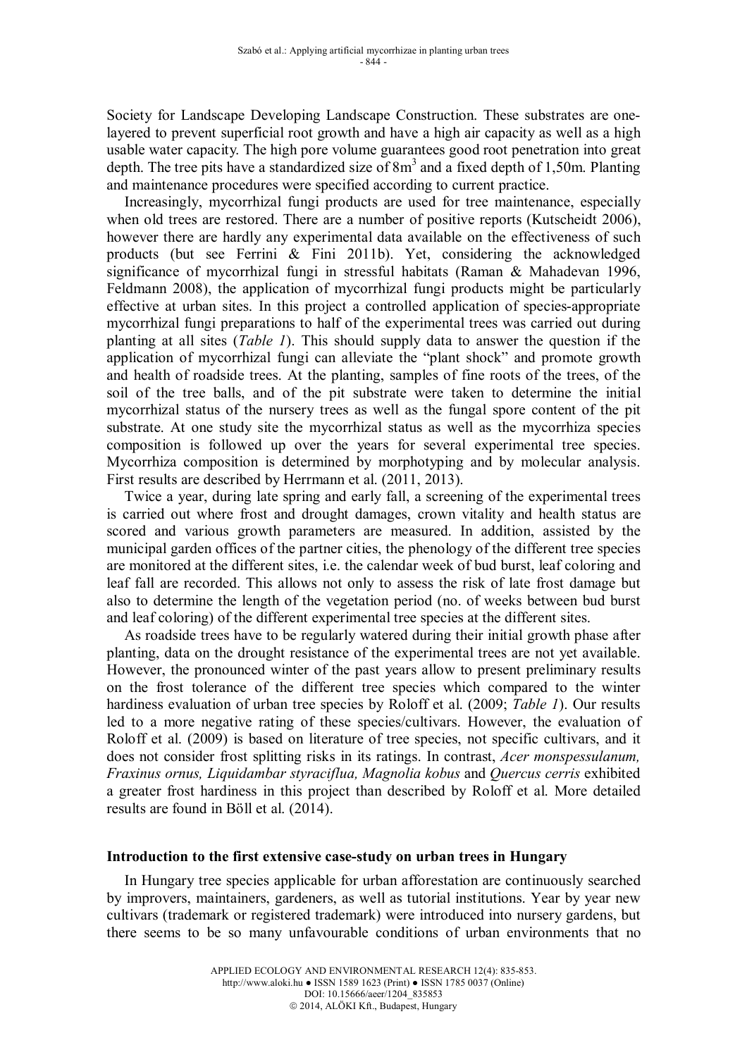Society for Landscape Developing Landscape Construction. These substrates are one-layered to prevent superficial root growth and have a high air capacity as well as a high usable water capacity. The high pore volume guarantees good root penetration into great depth. The tree pits have a standardized size of $8 m^3$ and a fixed depth of 1,50m. Planting and maintenance procedures were specified according to current practice.

Increasingly, mycorrhizal fungi products are used for tree maintenance, especially when old trees are restored. There are a number of positive reports (Kutscheidt 2006), however there are hardly any experimental data available on the effectiveness of such products (but see Ferrini & Fini 2011b). Yet, considering the acknowledged significance of mycorrhizal fungi in stressful habitats (Raman & Mahadevan 1996, Feldmann 2008), the application of mycorrhizal fungi products might be particularly effective at urban sites. In this project a controlled application of species-appropriate mycorrhizal fungi preparations to half of the experimental trees was carried out during planting at all sites (*Table 1*). This should supply data to answer the question if the application of mycorrhizal fungi can alleviate the "plant shock" and promote growth and health of roadside trees. At the planting, samples of fine roots of the trees, of the soil of the tree balls, and of the pit substrate were taken to determine the initial mycorrhizal status of the nursery trees as well as the fungal spore content of the pit substrate. At one study site the mycorrhizal status as well as the mycorrhiza species composition is followed up over the years for several experimental tree species. Mycorrhiza composition is determined by morphotyping and by molecular analysis. First results are described by Herrmann et al. (2011, 2013).

Twice a year, during late spring and early fall, a screening of the experimental trees is carried out where frost and drought damages, crown vitality and health status are scored and various growth parameters are measured. In addition, assisted by the municipal garden offices of the partner cities, the phenology of the different tree species are monitored at the different sites, i.e. the calendar week of bud burst, leaf coloring and leaf fall are recorded. This allows not only to assess the risk of late frost damage but also to determine the length of the vegetation period (no. of weeks between bud burst and leaf coloring) of the different experimental tree species at the different sites.

As roadside trees have to be regularly watered during their initial growth phase after planting, data on the drought resistance of the experimental trees are not yet available. However, the pronounced winter of the past years allow to present preliminary results on the frost tolerance of the different tree species which compared to the winter hardiness evaluation of urban tree species by Roloff et al. (2009; *Table 1*). Our results led to a more negative rating of these species/cultivars. However, the evaluation of Roloff et al. (2009) is based on literature of tree species, not specific cultivars, and it does not consider frost splitting risks in its ratings. In contrast, *Acer monspessulanum, Fraxinus ornus, Liquidambar styraciflua, Magnolia kobus* and *Quercus cerris* exhibited a greater frost hardiness in this project than described by Roloff et al. More detailed results are found in Böll et al. (2014).

## Introduction to the first extensive case-study on urban trees in Hungary

In Hungary tree species applicable for urban afforestation are continuously searched by improvers, maintainers, gardeners, as well as tutorial institutions. Year by year new cultivars (trademark or registered trademark) were introduced into nursery gardens, but there seems to be so many unfavourable conditions of urban environments that no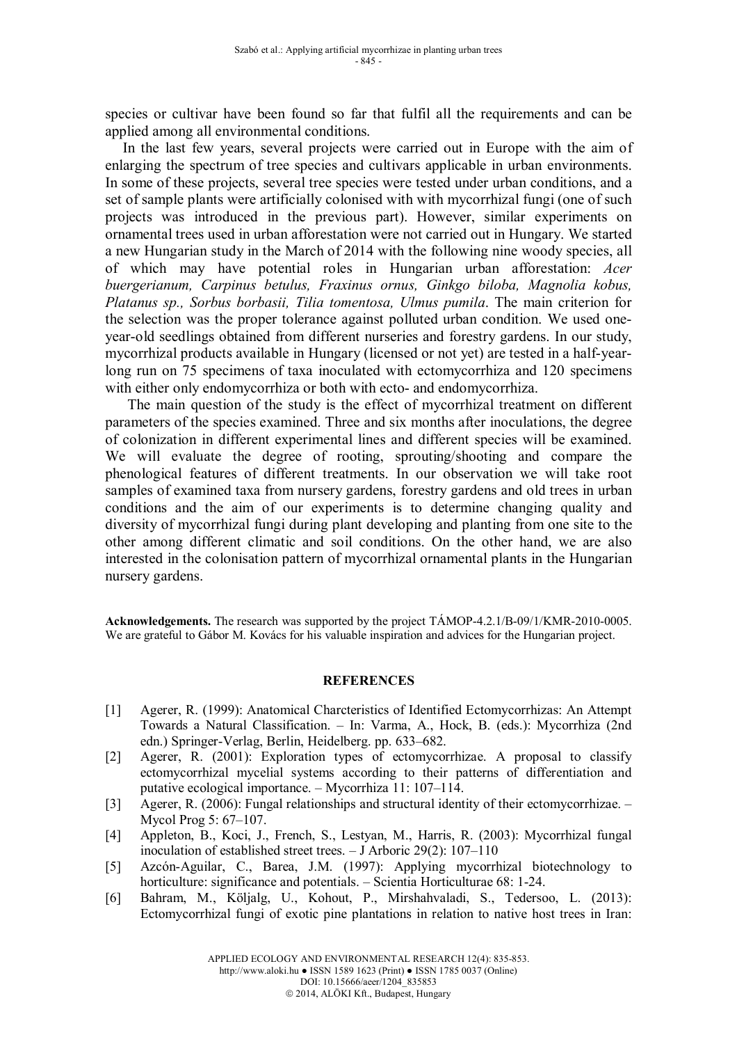species or cultivar have been found so far that fulfil all the requirements and can be applied among all environmental conditions.

In the last few years, several projects were carried out in Europe with the aim of enlarging the spectrum of tree species and cultivars applicable in urban environments. In some of these projects, several tree species were tested under urban conditions, and a set of sample plants were artificially colonised with with mycorrhizal fungi (one of such projects was introduced in the previous part). However, similar experiments on ornamental trees used in urban afforestation were not carried out in Hungary. We started a new Hungarian study in the March of 2014 with the following nine woody species, all of which may have potential roles in Hungarian urban afforestation: *Acer buergerianum, Carpinus betulus, Fraxinus ornus, Ginkgo biloba, Magnolia kobus, Platanus sp., Sorbus borbasii, Tilia tomentosa, Ulmus pumila*. The main criterion for the selection was the proper tolerance against polluted urban condition. We used one-year-old seedlings obtained from different nurseries and forestry gardens. In our study, mycorrhizal products available in Hungary (licensed or not yet) are tested in a half-year-long run on 75 specimens of taxa inoculated with ectomycorrhiza and 120 specimens with either only endomycorrhiza or both with ecto- and endomycorrhiza.

The main question of the study is the effect of mycorrhizal treatment on different parameters of the species examined. Three and six months after inoculations, the degree of colonization in different experimental lines and different species will be examined. We will evaluate the degree of rooting, sprouting/shooting and compare the phenological features of different treatments. In our observation we will take root samples of examined taxa from nursery gardens, forestry gardens and old trees in urban conditions and the aim of our experiments is to determine changing quality and diversity of mycorrhizal fungi during plant developing and planting from one site to the other among different climatic and soil conditions. On the other hand, we are also interested in the colonisation pattern of mycorrhizal ornamental plants in the Hungarian nursery gardens.

**Acknowledgements.** The research was supported by the project TÁMOP-4.2.1/B-09/1/KMR-2010-0005. We are grateful to Gábor M. Kovács for his valuable inspiration and advices for the Hungarian project.

## REFERENCES

[1] Agerer, R. (1999): Anatomical Charcteristics of Identified Ectomycorrhizas: An Attempt Towards a Natural Classification. – In: Varma, A., Hock, B. (eds.): Mycorrhiza (2nd edn.) Springer-Verlag, Berlin, Heidelberg. pp. 633–682.

[2] Agerer, R. (2001): Exploration types of ectomycorrhizae. A proposal to classify ectomycorrhizal mycelial systems according to their patterns of differentiation and putative ecological importance. – Mycorrhiza 11: 107–114.

[3] Agerer, R. (2006): Fungal relationships and structural identity of their ectomycorrhizae. – Mycol Prog 5: 67–107.

[4] Appleton, B., Koci, J., French, S., Lestyan, M., Harris, R. (2003): Mycorrhizal fungal inoculation of established street trees. – J Arboric 29(2): 107–110

[5] Azcón-Aguilar, C., Barea, J.M. (1997): Applying mycorrhizal biotechnology to horticulture: significance and potentials. – Scientia Horticulturae 68: 1-24.

[6] Bahram, M., Kõljalg, U., Kohout, P., Mirshahvaladi, S., Tedersoo, L. (2013): Ectomycorrhizal fungi of exotic pine plantations in relation to native host trees in Iran: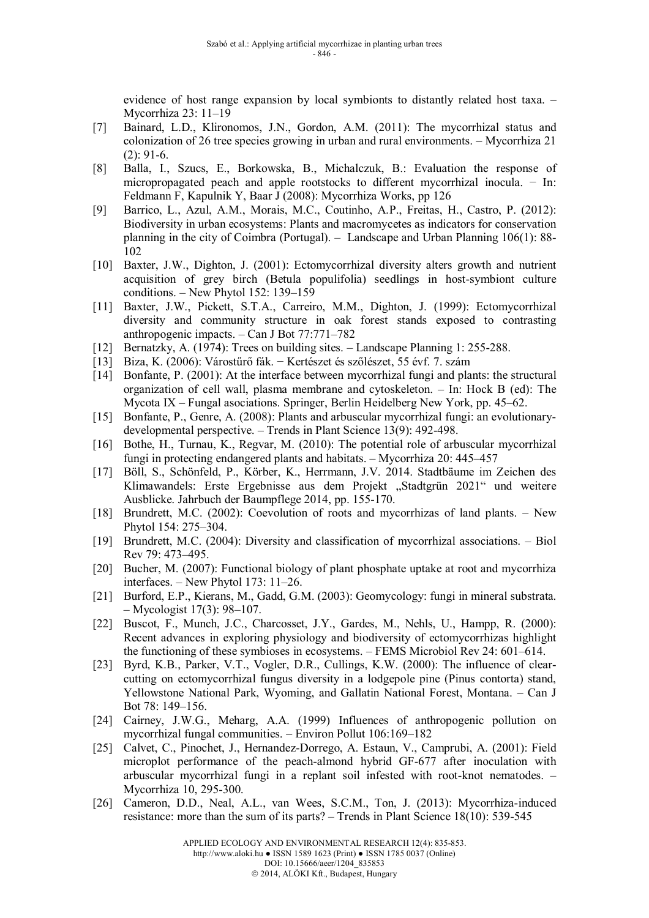evidence of host range expansion by local symbionts to distantly related host taxa. – Mycorrhiza 23: 11–19

[7] Bainard, L.D., Klironomos, J.N., Gordon, A.M. (2011): The mycorrhizal status and colonization of 26 tree species growing in urban and rural environments. – Mycorrhiza 21 (2): 91-6.

[8] Balla, I., Szucs, E., Borkowska, B., Michalczuk, B.: Evaluation the response of micropropagated peach and apple rootstocks to different mycorrhizal inocula. − In: Feldmann F, Kapulnik Y, Baar J (2008): Mycorrhiza Works, pp 126

[9] Barrico, L., Azul, A.M., Morais, M.C., Coutinho, A.P., Freitas, H., Castro, P. (2012): Biodiversity in urban ecosystems: Plants and macromycetes as indicators for conservation planning in the city of Coimbra (Portugal). – Landscape and Urban Planning 106(1): 88-102

[10] Baxter, J.W., Dighton, J. (2001): Ectomycorrhizal diversity alters growth and nutrient acquisition of grey birch (Betula populifolia) seedlings in host-symbiont culture conditions. – New Phytol 152: 139–159

[11] Baxter, J.W., Pickett, S.T.A., Carreiro, M.M., Dighton, J. (1999): Ectomycorrhizal diversity and community structure in oak forest stands exposed to contrasting anthropogenic impacts. – Can J Bot 77:771–782

[12] Bernatzky, A. (1974): Trees on building sites. – Landscape Planning 1: 255-288.

[13] Biza, K. (2006): Várostűrő fák. − Kertészet és szőlészet, 55 évf. 7. szám

[14] Bonfante, P. (2001): At the interface between mycorrhizal fungi and plants: the structural organization of cell wall, plasma membrane and cytoskeleton. – In: Hock B (ed): The Mycota IX – Fungal asociations. Springer, Berlin Heidelberg New York, pp. 45–62.

[15] Bonfante, P., Genre, A. (2008): Plants and arbuscular mycorrhizal fungi: an evolutionary-developmental perspective. – Trends in Plant Science 13(9): 492-498.

[16] Bothe, H., Turnau, K., Regvar, M. (2010): The potential role of arbuscular mycorrhizal fungi in protecting endangered plants and habitats. – Mycorrhiza 20: 445–457

[17] Böll, S., Schönfeld, P., Körber, K., Herrmann, J.V. 2014. Stadtbäume im Zeichen des Klimawandels: Erste Ergebnisse aus dem Projekt „Stadtgrün 2021“ und weitere Ausblicke. Jahrbuch der Baumpflege 2014, pp. 155-170.

[18] Brundrett, M.C. (2002): Coevolution of roots and mycorrhizas of land plants. – New Phytol 154: 275–304.

[19] Brundrett, M.C. (2004): Diversity and classification of mycorrhizal associations. – Biol Rev 79: 473–495.

[20] Bucher, M. (2007): Functional biology of plant phosphate uptake at root and mycorrhiza interfaces. – New Phytol 173: 11–26.

[21] Burford, E.P., Kierans, M., Gadd, G.M. (2003): Geomycology: fungi in mineral substrata. – Mycologist 17(3): 98–107.

[22] Buscot, F., Munch, J.C., Charcosset, J.Y., Gardes, M., Nehls, U., Hampp, R. (2000): Recent advances in exploring physiology and biodiversity of ectomycorrhizas highlight the functioning of these symbioses in ecosystems. – FEMS Microbiol Rev 24: 601–614.

[23] Byrd, K.B., Parker, V.T., Vogler, D.R., Cullings, K.W. (2000): The influence of clear-cutting on ectomycorrhizal fungus diversity in a lodgepole pine (Pinus contorta) stand, Yellowstone National Park, Wyoming, and Gallatin National Forest, Montana. – Can J Bot 78: 149–156.

[24] Cairney, J.W.G., Meharg, A.A. (1999) Influences of anthropogenic pollution on mycorrhizal fungal communities. – Environ Pollut 106:169–182

[25] Calvet, C., Pinochet, J., Hernandez-Dorrego, A. Estaun, V., Camprubi, A. (2001): Field microplot performance of the peach-almond hybrid GF-677 after inoculation with arbuscular mycorrhizal fungi in a replant soil infested with root-knot nematodes. – Mycorrhiza 10, 295-300.

[26] Cameron, D.D., Neal, A.L., van Wees, S.C.M., Ton, J. (2013): Mycorrhiza-induced resistance: more than the sum of its parts? – Trends in Plant Science 18(10): 539-545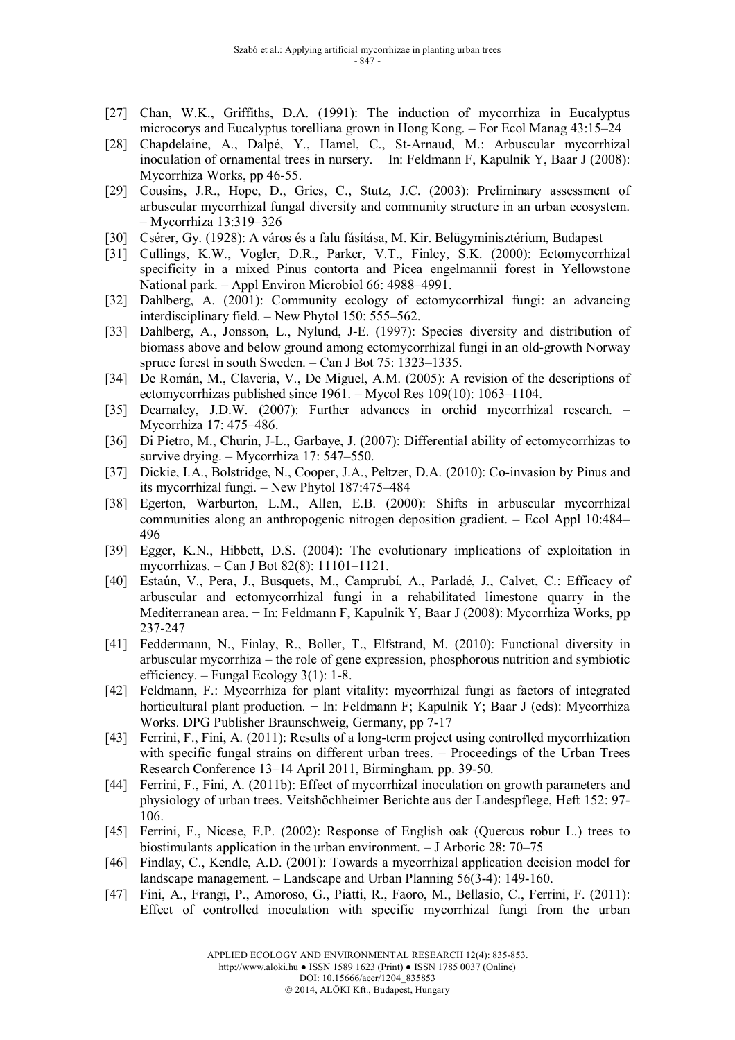[27] Chan, W.K., Griffiths, D.A. (1991): The induction of mycorrhiza in Eucalyptus microcorys and Eucalyptus torelliana grown in Hong Kong. – For Ecol Manag 43:15–24

[28] Chapdelaine, A., Dalpé, Y., Hamel, C., St-Arnaud, M.: Arbuscular mycorrhizal inoculation of ornamental trees in nursery. − In: Feldmann F, Kapulnik Y, Baar J (2008): Mycorrhiza Works, pp 46-55.

[29] Cousins, J.R., Hope, D., Gries, C., Stutz, J.C. (2003): Preliminary assessment of arbuscular mycorrhizal fungal diversity and community structure in an urban ecosystem. – Mycorrhiza 13:319–326

[30] Csérer, Gy. (1928): A város és a falu fásítása, M. Kir. Belügyminisztérium, Budapest

[31] Cullings, K.W., Vogler, D.R., Parker, V.T., Finley, S.K. (2000): Ectomycorrhizal specificity in a mixed Pinus contorta and Picea engelmannii forest in Yellowstone National park. – Appl Environ Microbiol 66: 4988–4991.

[32] Dahlberg, A. (2001): Community ecology of ectomycorrhizal fungi: an advancing interdisciplinary field. – New Phytol 150: 555–562.

[33] Dahlberg, A., Jonsson, L., Nylund, J-E. (1997): Species diversity and distribution of biomass above and below ground among ectomycorrhizal fungi in an old-growth Norway spruce forest in south Sweden. – Can J Bot 75: 1323–1335.

[34] De Román, M., Claveria, V., De Miguel, A.M. (2005): A revision of the descriptions of ectomycorrhizas published since 1961. – Mycol Res 109(10): 1063–1104.

[35] Dearnaley, J.D.W. (2007): Further advances in orchid mycorrhizal research. – Mycorrhiza 17: 475–486.

[36] Di Pietro, M., Churin, J-L., Garbaye, J. (2007): Differential ability of ectomycorrhizas to survive drying. – Mycorrhiza 17: 547–550.

[37] Dickie, I.A., Bolstridge, N., Cooper, J.A., Peltzer, D.A. (2010): Co-invasion by Pinus and its mycorrhizal fungi. – New Phytol 187:475–484

[38] Egerton, Warburton, L.M., Allen, E.B. (2000): Shifts in arbuscular mycorrhizal communities along an anthropogenic nitrogen deposition gradient. – Ecol Appl 10:484–496

[39] Egger, K.N., Hibbett, D.S. (2004): The evolutionary implications of exploitation in mycorrhizas. – Can J Bot 82(8): 11101–1121.

[40] Estaún, V., Pera, J., Busquets, M., Camprubí, A., Parladé, J., Calvet, C.: Efficacy of arbuscular and ectomycorrhizal fungi in a rehabilitated limestone quarry in the Mediterranean area. − In: Feldmann F, Kapulnik Y, Baar J (2008): Mycorrhiza Works, pp 237-247

[41] Feddermann, N., Finlay, R., Boller, T., Elfstrand, M. (2010): Functional diversity in arbuscular mycorrhiza – the role of gene expression, phosphorous nutrition and symbiotic efficiency. – Fungal Ecology 3(1): 1-8.

[42] Feldmann, F.: Mycorrhiza for plant vitality: mycorrhizal fungi as factors of integrated horticultural plant production. − In: Feldmann F; Kapulnik Y; Baar J (eds): Mycorrhiza Works. DPG Publisher Braunschweig, Germany, pp 7-17

[43] Ferrini, F., Fini, A. (2011): Results of a long-term project using controlled mycorrhization with specific fungal strains on different urban trees. – Proceedings of the Urban Trees Research Conference 13–14 April 2011, Birmingham. pp. 39-50.

[44] Ferrini, F., Fini, A. (2011b): Effect of mycorrhizal inoculation on growth parameters and physiology of urban trees. Veitshöchheimer Berichte aus der Landespflege, Heft 152: 97-106.

[45] Ferrini, F., Nicese, F.P. (2002): Response of English oak (Quercus robur L.) trees to biostimulants application in the urban environment. – J Arboric 28: 70–75

[46] Findlay, C., Kendle, A.D. (2001): Towards a mycorrhizal application decision model for landscape management. – Landscape and Urban Planning 56(3-4): 149-160.

[47] Fini, A., Frangi, P., Amoroso, G., Piatti, R., Faoro, M., Bellasio, C., Ferrini, F. (2011): Effect of controlled inoculation with specific mycorrhizal fungi from the urban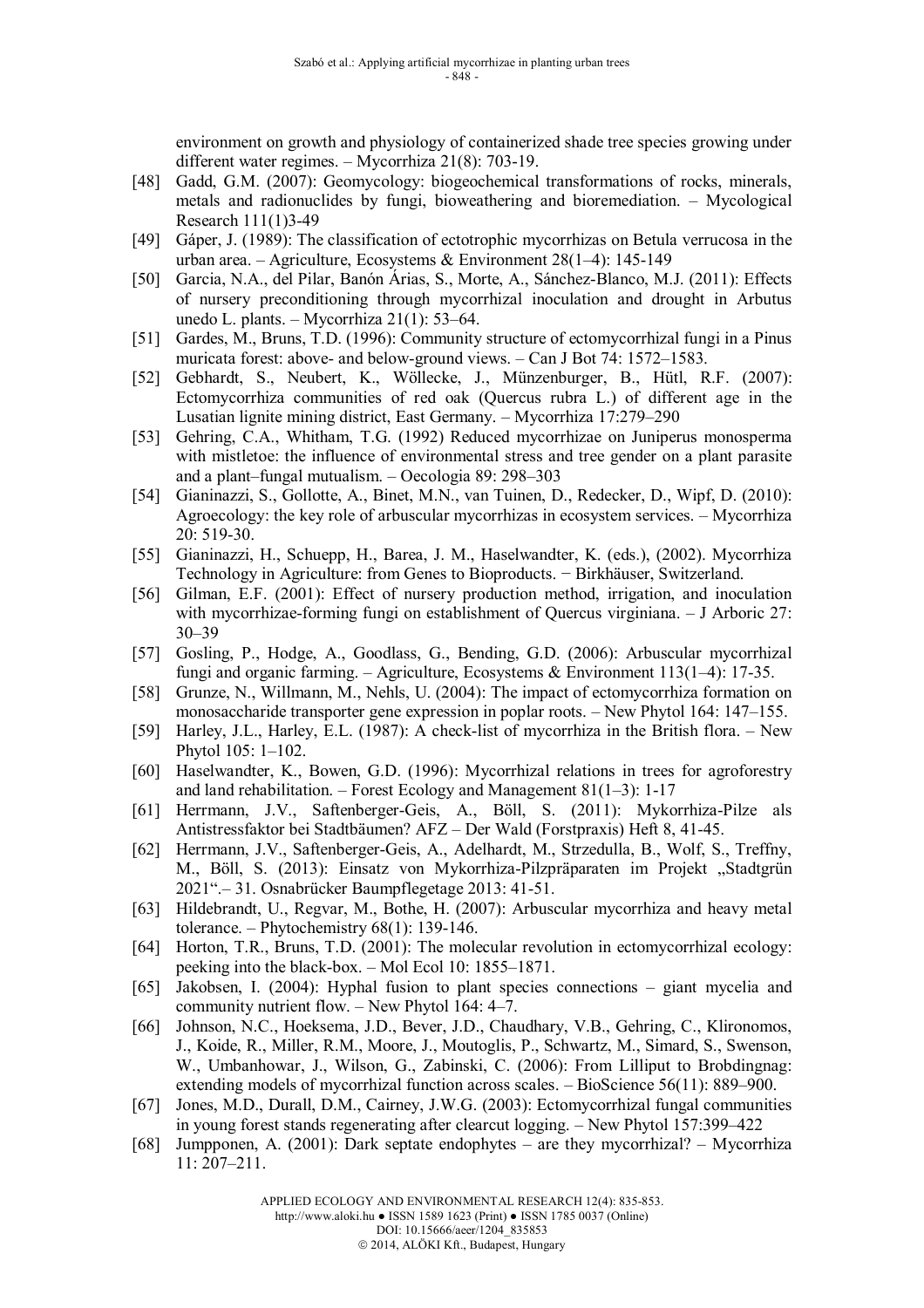environment on growth and physiology of containerized shade tree species growing under different water regimes. – Mycorrhiza 21(8): 703-19.

[48] Gadd, G.M. (2007): Geomycology: biogeochemical transformations of rocks, minerals, metals and radionuclides by fungi, bioweathering and bioremediation. – Mycological Research 111(1)3-49

[49] Gáper, J. (1989): The classification of ectotrophic mycorrhizas on Betula verrucosa in the urban area. – Agriculture, Ecosystems & Environment 28(1–4): 145-149

[50] Garcia, N.A., del Pilar, Banón Árias, S., Morte, A., Sánchez-Blanco, M.J. (2011): Effects of nursery preconditioning through mycorrhizal inoculation and drought in Arbutus unedo L. plants. – Mycorrhiza 21(1): 53–64.

[51] Gardes, M., Bruns, T.D. (1996): Community structure of ectomycorrhizal fungi in a Pinus muricata forest: above- and below-ground views. – Can J Bot 74: 1572–1583.

[52] Gebhardt, S., Neubert, K., Wöllecke, J., Münzenburger, B., Hütl, R.F. (2007): Ectomycorrhiza communities of red oak (Quercus rubra L.) of different age in the Lusatian lignite mining district, East Germany. – Mycorrhiza 17:279–290

[53] Gehring, C.A., Whitham, T.G. (1992) Reduced mycorrhizae on Juniperus monosperma with mistletoe: the influence of environmental stress and tree gender on a plant parasite and a plant–fungal mutualism. – Oecologia 89: 298–303

[54] Gianinazzi, S., Gollotte, A., Binet, M.N., van Tuinen, D., Redecker, D., Wipf, D. (2010): Agroecology: the key role of arbuscular mycorrhizas in ecosystem services. – Mycorrhiza 20: 519-30.

[55] Gianinazzi, H., Schuepp, H., Barea, J. M., Haselwandter, K. (eds.), (2002). Mycorrhiza Technology in Agriculture: from Genes to Bioproducts. − Birkhäuser, Switzerland.

[56] Gilman, E.F. (2001): Effect of nursery production method, irrigation, and inoculation with mycorrhizae-forming fungi on establishment of Quercus virginiana. – J Arboric 27: 30–39

[57] Gosling, P., Hodge, A., Goodlass, G., Bending, G.D. (2006): Arbuscular mycorrhizal fungi and organic farming. – Agriculture, Ecosystems & Environment 113(1–4): 17-35.

[58] Grunze, N., Willmann, M., Nehls, U. (2004): The impact of ectomycorrhiza formation on monosaccharide transporter gene expression in poplar roots. – New Phytol 164: 147–155.

[59] Harley, J.L., Harley, E.L. (1987): A check-list of mycorrhiza in the British flora. – New Phytol 105: 1–102.

[60] Haselwandter, K., Bowen, G.D. (1996): Mycorrhizal relations in trees for agroforestry and land rehabilitation. – Forest Ecology and Management 81(1–3): 1-17

[61] Herrmann, J.V., Saftenberger-Geis, A., Böll, S. (2011): Mykorrhiza-Pilze als Antistressfaktor bei Stadtbäumen? AFZ – Der Wald (Forstpraxis) Heft 8, 41-45.

[62] Herrmann, J.V., Saftenberger-Geis, A., Adelhardt, M., Strzedulla, B., Wolf, S., Treffny, M., Böll, S. (2013): Einsatz von Mykorrhiza-Pilzpräparaten im Projekt „Stadtgrün 2021".– 31. Osnabrücker Baumpflegetage 2013: 41-51.

[63] Hildebrandt, U., Regvar, M., Bothe, H. (2007): Arbuscular mycorrhiza and heavy metal tolerance. – Phytochemistry 68(1): 139-146.

[64] Horton, T.R., Bruns, T.D. (2001): The molecular revolution in ectomycorrhizal ecology: peeking into the black-box. – Mol Ecol 10: 1855–1871.

[65] Jakobsen, I. (2004): Hyphal fusion to plant species connections – giant mycelia and community nutrient flow. – New Phytol 164: 4–7.

[66] Johnson, N.C., Hoeksema, J.D., Bever, J.D., Chaudhary, V.B., Gehring, C., Klironomos, J., Koide, R., Miller, R.M., Moore, J., Moutoglis, P., Schwartz, M., Simard, S., Swenson, W., Umbanhowar, J., Wilson, G., Zabinski, C. (2006): From Lilliput to Brobdingnag: extending models of mycorrhizal function across scales. – BioScience 56(11): 889–900.

[67] Jones, M.D., Durall, D.M., Cairney, J.W.G. (2003): Ectomycorrhizal fungal communities in young forest stands regenerating after clearcut logging. – New Phytol 157:399–422

[68] Jumpponen, A. (2001): Dark septate endophytes – are they mycorrhizal? – Mycorrhiza 11: 207–211.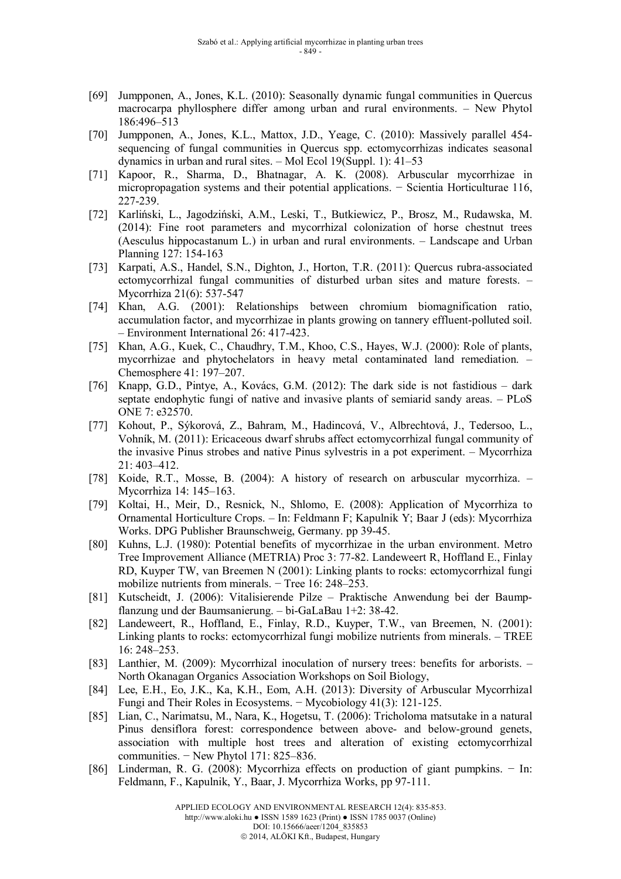[69] Jumpponen, A., Jones, K.L. (2010): Seasonally dynamic fungal communities in Quercus macrocarpa phyllosphere differ among urban and rural environments. – New Phytol 186:496–513

[70] Jumpponen, A., Jones, K.L., Mattox, J.D., Yeage, C. (2010): Massively parallel 454-sequencing of fungal communities in Quercus spp. ectomycorrhizas indicates seasonal dynamics in urban and rural sites. – Mol Ecol 19(Suppl. 1): 41–53

[71] Kapoor, R., Sharma, D., Bhatnagar, A. K. (2008). Arbuscular mycorrhizae in micropropagation systems and their potential applications. − Scientia Horticulturae 116, 227-239.

[72] Karliński, L., Jagodziński, A.M., Leski, T., Butkiewicz, P., Brosz, M., Rudawska, M. (2014): Fine root parameters and mycorrhizal colonization of horse chestnut trees (Aesculus hippocastanum L.) in urban and rural environments. – Landscape and Urban Planning 127: 154-163

[73] Karpati, A.S., Handel, S.N., Dighton, J., Horton, T.R. (2011): Quercus rubra-associated ectomycorrhizal fungal communities of disturbed urban sites and mature forests. – Mycorrhiza 21(6): 537-547

[74] Khan, A.G. (2001): Relationships between chromium biomagnification ratio, accumulation factor, and mycorrhizae in plants growing on tannery effluent-polluted soil. – Environment International 26: 417-423.

[75] Khan, A.G., Kuek, C., Chaudhry, T.M., Khoo, C.S., Hayes, W.J. (2000): Role of plants, mycorrhizae and phytochelators in heavy metal contaminated land remediation. – Chemosphere 41: 197–207.

[76] Knapp, G.D., Pintye, A., Kovács, G.M. (2012): The dark side is not fastidious – dark septate endophytic fungi of native and invasive plants of semiarid sandy areas. – PLoS ONE 7: e32570.

[77] Kohout, P., Sýkorová, Z., Bahram, M., Hadincová, V., Albrechtová, J., Tedersoo, L., Vohník, M. (2011): Ericaceous dwarf shrubs affect ectomycorrhizal fungal community of the invasive Pinus strobes and native Pinus sylvestris in a pot experiment. – Mycorrhiza 21: 403–412.

[78] Koide, R.T., Mosse, B. (2004): A history of research on arbuscular mycorrhiza. – Mycorrhiza 14: 145–163.

[79] Koltai, H., Meir, D., Resnick, N., Shlomo, E. (2008): Application of Mycorrhiza to Ornamental Horticulture Crops. – In: Feldmann F; Kapulnik Y; Baar J (eds): Mycorrhiza Works. DPG Publisher Braunschweig, Germany. pp 39-45.

[80] Kuhns, L.J. (1980): Potential benefits of mycorrhizae in the urban environment. Metro Tree Improvement Alliance (METRIA) Proc 3: 77-82. Landeweert R, Hoffland E., Finlay RD, Kuyper TW, van Breemen N (2001): Linking plants to rocks: ectomycorrhizal fungi mobilize nutrients from minerals. − Tree 16: 248–253.

[81] Kutscheidt, J. (2006): Vitalisierende Pilze – Praktische Anwendung bei der Baumpflanzung und der Baumsanierung. – bi-GaLaBau 1+2: 38-42.

[82] Landeweert, R., Hoffland, E., Finlay, R.D., Kuyper, T.W., van Breemen, N. (2001): Linking plants to rocks: ectomycorrhizal fungi mobilize nutrients from minerals. – TREE 16: 248–253.

[83] Lanthier, M. (2009): Mycorrhizal inoculation of nursery trees: benefits for arborists. – North Okanagan Organics Association Workshops on Soil Biology,

[84] Lee, E.H., Eo, J.K., Ka, K.H., Eom, A.H. (2013): Diversity of Arbuscular Mycorrhizal Fungi and Their Roles in Ecosystems. − Mycobiology 41(3): 121-125.

[85] Lian, C., Narimatsu, M., Nara, K., Hogetsu, T. (2006): Tricholoma matsutake in a natural Pinus densiflora forest: correspondence between above- and below-ground genets, association with multiple host trees and alteration of existing ectomycorrhizal communities. − New Phytol 171: 825–836.

[86] Linderman, R. G. (2008): Mycorrhiza effects on production of giant pumpkins. − In: Feldmann, F., Kapulnik, Y., Baar, J. Mycorrhiza Works, pp 97-111.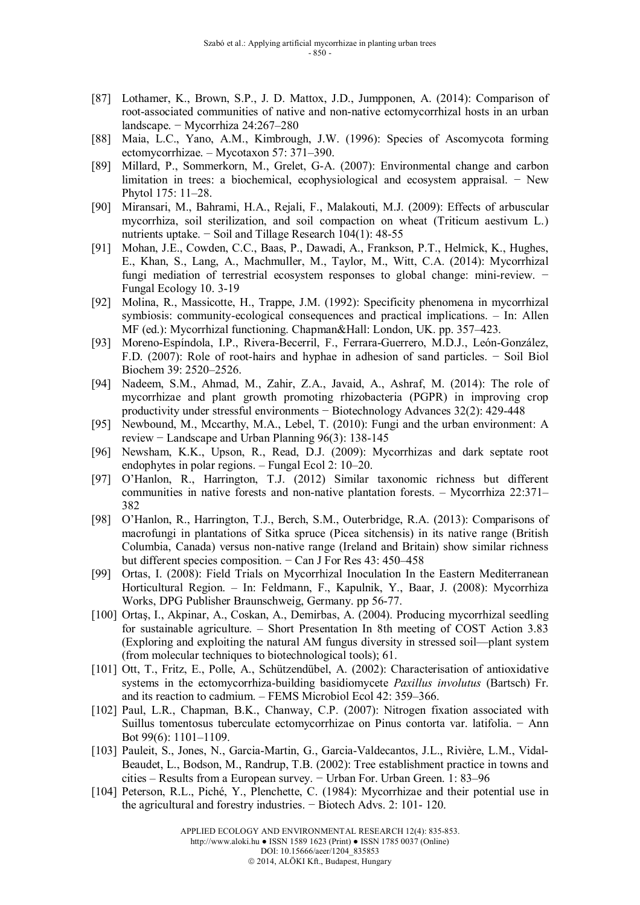[87] Lothamer, K., Brown, S.P., J. D. Mattox, J.D., Jumpponen, A. (2014): Comparison of root-associated communities of native and non-native ectomycorrhizal hosts in an urban landscape. − Mycorrhiza 24:267–280

[88] Maia, L.C., Yano, A.M., Kimbrough, J.W. (1996): Species of Ascomycota forming ectomycorrhizae. – Mycotaxon 57: 371–390.

[89] Millard, P., Sommerkorn, M., Grelet, G-A. (2007): Environmental change and carbon limitation in trees: a biochemical, ecophysiological and ecosystem appraisal. − New Phytol 175: 11–28.

[90] Miransari, M., Bahrami, H.A., Rejali, F., Malakouti, M.J. (2009): Effects of arbuscular mycorrhiza, soil sterilization, and soil compaction on wheat (Triticum aestivum L.) nutrients uptake. − Soil and Tillage Research 104(1): 48-55

[91] Mohan, J.E., Cowden, C.C., Baas, P., Dawadi, A., Frankson, P.T., Helmick, K., Hughes, E., Khan, S., Lang, A., Machmuller, M., Taylor, M., Witt, C.A. (2014): Mycorrhizal fungi mediation of terrestrial ecosystem responses to global change: mini-review. − Fungal Ecology 10. 3-19

[92] Molina, R., Massicotte, H., Trappe, J.M. (1992): Specificity phenomena in mycorrhizal symbiosis: community-ecological consequences and practical implications. – In: Allen MF (ed.): Mycorrhizal functioning. Chapman&Hall: London, UK. pp. 357–423.

[93] Moreno-Espíndola, I.P., Rivera-Becerril, F., Ferrara-Guerrero, M.D.J., León-González, F.D. (2007): Role of root-hairs and hyphae in adhesion of sand particles. − Soil Biol Biochem 39: 2520–2526.

[94] Nadeem, S.M., Ahmad, M., Zahir, Z.A., Javaid, A., Ashraf, M. (2014): The role of mycorrhizae and plant growth promoting rhizobacteria (PGPR) in improving crop productivity under stressful environments − Biotechnology Advances 32(2): 429-448

[95] Newbound, M., Mccarthy, M.A., Lebel, T. (2010): Fungi and the urban environment: A review − Landscape and Urban Planning 96(3): 138-145

[96] Newsham, K.K., Upson, R., Read, D.J. (2009): Mycorrhizas and dark septate root endophytes in polar regions. – Fungal Ecol 2: 10–20.

[97] O'Hanlon, R., Harrington, T.J. (2012) Similar taxonomic richness but different communities in native forests and non-native plantation forests. – Mycorrhiza 22:371–382

[98] O'Hanlon, R., Harrington, T.J., Berch, S.M., Outerbridge, R.A. (2013): Comparisons of macrofungi in plantations of Sitka spruce (Picea sitchensis) in its native range (British Columbia, Canada) versus non-native range (Ireland and Britain) show similar richness but different species composition. − Can J For Res 43: 450–458

[99] Ortas, I. (2008): Field Trials on Mycorrhizal Inoculation In the Eastern Mediterranean Horticultural Region. – In: Feldmann, F., Kapulnik, Y., Baar, J. (2008): Mycorrhiza Works, DPG Publisher Braunschweig, Germany. pp 56-77.

[100] Ortaş, I., Akpinar, A., Coskan, A., Demirbas, A. (2004). Producing mycorrhizal seedling for sustainable agriculture. – Short Presentation In 8th meeting of COST Action 3.83 (Exploring and exploiting the natural AM fungus diversity in stressed soil—plant system (from molecular techniques to biotechnological tools); 61.

[101] Ott, T., Fritz, E., Polle, A., Schützendübel, A. (2002): Characterisation of antioxidative systems in the ectomycorrhiza-building basidiomycete *Paxillus involutus* (Bartsch) Fr. and its reaction to cadmium. – FEMS Microbiol Ecol 42: 359–366.

[102] Paul, L.R., Chapman, B.K., Chanway, C.P. (2007): Nitrogen fixation associated with Suillus tomentosus tuberculate ectomycorrhizae on Pinus contorta var. latifolia. − Ann Bot 99(6): 1101–1109.

[103] Pauleit, S., Jones, N., Garcia-Martin, G., Garcia-Valdecantos, J.L., Rivière, L.M., Vidal-Beaudet, L., Bodson, M., Randrup, T.B. (2002): Tree establishment practice in towns and cities – Results from a European survey. − Urban For. Urban Green. 1: 83–96

[104] Peterson, R.L., Piché, Y., Plenchette, C. (1984): Mycorrhizae and their potential use in the agricultural and forestry industries. − Biotech Advs. 2: 101- 120.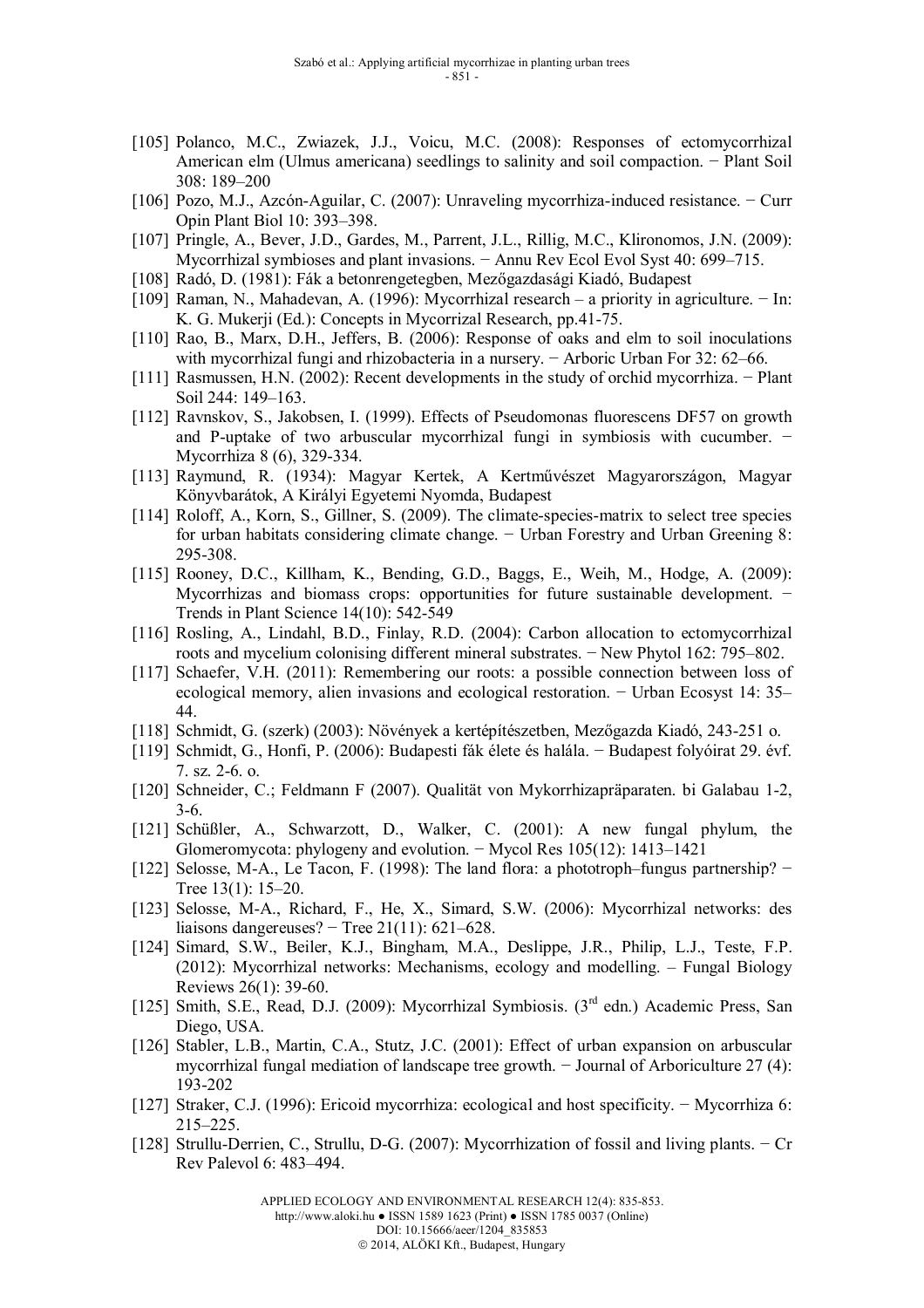[105] Polanco, M.C., Zwiazek, J.J., Voicu, M.C. (2008): Responses of ectomycorrhizal American elm (Ulmus americana) seedlings to salinity and soil compaction. − Plant Soil 308: 189–200

[106] Pozo, M.J., Azcón-Aguilar, C. (2007): Unraveling mycorrhiza-induced resistance. − Curr Opin Plant Biol 10: 393–398.

[107] Pringle, A., Bever, J.D., Gardes, M., Parrent, J.L., Rillig, M.C., Klironomos, J.N. (2009): Mycorrhizal symbioses and plant invasions. − Annu Rev Ecol Evol Syst 40: 699–715.

[108] Radó, D. (1981): Fák a betonrengetegben, Mezőgazdasági Kiadó, Budapest

[109] Raman, N., Mahadevan, A. (1996): Mycorrhizal research – a priority in agriculture. − In: K. G. Mukerji (Ed.): Concepts in Mycorrizal Research, pp.41-75.

[110] Rao, B., Marx, D.H., Jeffers, B. (2006): Response of oaks and elm to soil inoculations with mycorrhizal fungi and rhizobacteria in a nursery. − Arboric Urban For 32: 62–66.

[111] Rasmussen, H.N. (2002): Recent developments in the study of orchid mycorrhiza. − Plant Soil 244: 149–163.

[112] Ravnskov, S., Jakobsen, I. (1999). Effects of Pseudomonas fluorescens DF57 on growth and P-uptake of two arbuscular mycorrhizal fungi in symbiosis with cucumber. − Mycorrhiza 8 (6), 329-334.

[113] Raymund, R. (1934): Magyar Kertek, A Kertművészet Magyarországon, Magyar Könyvbarátok, A Királyi Egyetemi Nyomda, Budapest

[114] Roloff, A., Korn, S., Gillner, S. (2009). The climate-species-matrix to select tree species for urban habitats considering climate change. − Urban Forestry and Urban Greening 8: 295-308.

[115] Rooney, D.C., Killham, K., Bending, G.D., Baggs, E., Weih, M., Hodge, A. (2009): Mycorrhizas and biomass crops: opportunities for future sustainable development. − Trends in Plant Science 14(10): 542-549

[116] Rosling, A., Lindahl, B.D., Finlay, R.D. (2004): Carbon allocation to ectomycorrhizal roots and mycelium colonising different mineral substrates. − New Phytol 162: 795–802.

[117] Schaefer, V.H. (2011): Remembering our roots: a possible connection between loss of ecological memory, alien invasions and ecological restoration. − Urban Ecosyst 14: 35–44.

[118] Schmidt, G. (szerk) (2003): Növények a kertépítészetben, Mezőgazda Kiadó, 243-251 o.

[119] Schmidt, G., Honfi, P. (2006): Budapesti fák élete és halála. − Budapest folyóirat 29. évf. 7. sz. 2-6. o.

[120] Schneider, C.; Feldmann F (2007). Qualität von Mykorrhizapräparaten. bi Galabau 1-2, 3-6.

[121] Schüßler, A., Schwarzott, D., Walker, C. (2001): A new fungal phylum, the Glomeromycota: phylogeny and evolution. − Mycol Res 105(12): 1413–1421

[122] Selosse, M-A., Le Tacon, F. (1998): The land flora: a phototroph–fungus partnership? − Tree 13(1): 15–20.

[123] Selosse, M-A., Richard, F., He, X., Simard, S.W. (2006): Mycorrhizal networks: des liaisons dangereuses? − Tree 21(11): 621–628.

[124] Simard, S.W., Beiler, K.J., Bingham, M.A., Deslippe, J.R., Philip, L.J., Teste, F.P. (2012): Mycorrhizal networks: Mechanisms, ecology and modelling. – Fungal Biology Reviews 26(1): 39-60.

[125] Smith, S.E., Read, D.J. (2009): Mycorrhizal Symbiosis. (3rd edn.) Academic Press, San Diego, USA.

[126] Stabler, L.B., Martin, C.A., Stutz, J.C. (2001): Effect of urban expansion on arbuscular mycorrhizal fungal mediation of landscape tree growth. − Journal of Arboriculture 27 (4): 193-202

[127] Straker, C.J. (1996): Ericoid mycorrhiza: ecological and host specificity. − Mycorrhiza 6: 215–225.

[128] Strullu-Derrien, C., Strullu, D-G. (2007): Mycorrhization of fossil and living plants. − Cr Rev Palevol 6: 483–494.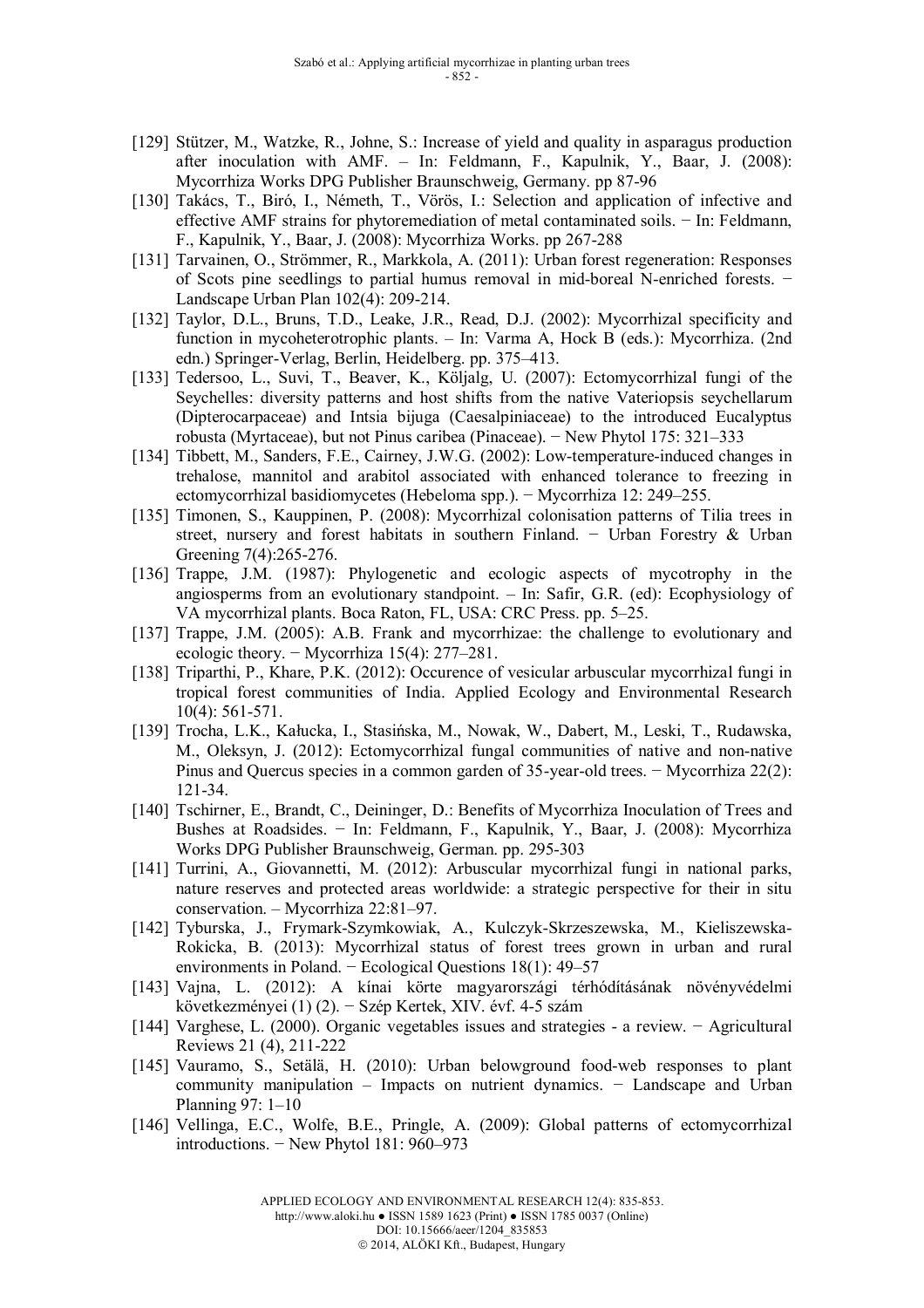[129] Stützer, M., Watzke, R., Johne, S.: Increase of yield and quality in asparagus production after inoculation with AMF. – In: Feldmann, F., Kapulnik, Y., Baar, J. (2008): Mycorrhiza Works DPG Publisher Braunschweig, Germany. pp 87-96

[130] Takács, T., Biró, I., Németh, T., Vörös, I.: Selection and application of infective and effective AMF strains for phytoremediation of metal contaminated soils. − In: Feldmann, F., Kapulnik, Y., Baar, J. (2008): Mycorrhiza Works. pp 267-288

[131] Tarvainen, O., Strömmer, R., Markkola, A. (2011): Urban forest regeneration: Responses of Scots pine seedlings to partial humus removal in mid-boreal N-enriched forests. − Landscape Urban Plan 102(4): 209-214.

[132] Taylor, D.L., Bruns, T.D., Leake, J.R., Read, D.J. (2002): Mycorrhizal specificity and function in mycoheterotrophic plants. – In: Varma A, Hock B (eds.): Mycorrhiza. (2nd edn.) Springer-Verlag, Berlin, Heidelberg. pp. 375–413.

[133] Tedersoo, L., Suvi, T., Beaver, K., Kõljalg, U. (2007): Ectomycorrhizal fungi of the Seychelles: diversity patterns and host shifts from the native Vateriopsis seychellarum (Dipterocarpaceae) and Intsia bijuga (Caesalpiniaceae) to the introduced Eucalyptus robusta (Myrtaceae), but not Pinus caribea (Pinaceae). − New Phytol 175: 321–333

[134] Tibbett, M., Sanders, F.E., Cairney, J.W.G. (2002): Low-temperature-induced changes in trehalose, mannitol and arabitol associated with enhanced tolerance to freezing in ectomycorrhizal basidiomycetes (Hebeloma spp.). − Mycorrhiza 12: 249–255.

[135] Timonen, S., Kauppinen, P. (2008): Mycorrhizal colonisation patterns of Tilia trees in street, nursery and forest habitats in southern Finland. − Urban Forestry & Urban Greening 7(4):265-276.

[136] Trappe, J.M. (1987): Phylogenetic and ecologic aspects of mycotrophy in the angiosperms from an evolutionary standpoint. – In: Safir, G.R. (ed): Ecophysiology of VA mycorrhizal plants. Boca Raton, FL, USA: CRC Press. pp. 5–25.

[137] Trappe, J.M. (2005): A.B. Frank and mycorrhizae: the challenge to evolutionary and ecologic theory. − Mycorrhiza 15(4): 277–281.

[138] Triparthi, P., Khare, P.K. (2012): Occurence of vesicular arbuscular mycorrhizal fungi in tropical forest communities of India. Applied Ecology and Environmental Research 10(4): 561-571.

[139] Trocha, L.K., Kałucka, I., Stasińska, M., Nowak, W., Dabert, M., Leski, T., Rudawska, M., Oleksyn, J. (2012): Ectomycorrhizal fungal communities of native and non-native Pinus and Quercus species in a common garden of 35-year-old trees. − Mycorrhiza 22(2): 121-34.

[140] Tschirner, E., Brandt, C., Deininger, D.: Benefits of Mycorrhiza Inoculation of Trees and Bushes at Roadsides. − In: Feldmann, F., Kapulnik, Y., Baar, J. (2008): Mycorrhiza Works DPG Publisher Braunschweig, German. pp. 295-303

[141] Turrini, A., Giovannetti, M. (2012): Arbuscular mycorrhizal fungi in national parks, nature reserves and protected areas worldwide: a strategic perspective for their in situ conservation. – Mycorrhiza 22:81–97.

[142] Tyburska, J., Frymark-Szymkowiak, A., Kulczyk-Skrzeszewska, M., Kieliszewska-Rokicka, B. (2013): Mycorrhizal status of forest trees grown in urban and rural environments in Poland. − Ecological Questions 18(1): 49–57

[143] Vajna, L. (2012): A kínai körte magyarországi térhódításának növényvédelmi következményei (1) (2). − Szép Kertek, XIV. évf. 4-5 szám

[144] Varghese, L. (2000). Organic vegetables issues and strategies - a review. − Agricultural Reviews 21 (4), 211-222

[145] Vauramo, S., Setälä, H. (2010): Urban belowground food-web responses to plant community manipulation – Impacts on nutrient dynamics. − Landscape and Urban Planning 97: 1–10

[146] Vellinga, E.C., Wolfe, B.E., Pringle, A. (2009): Global patterns of ectomycorrhizal introductions. − New Phytol 181: 960–973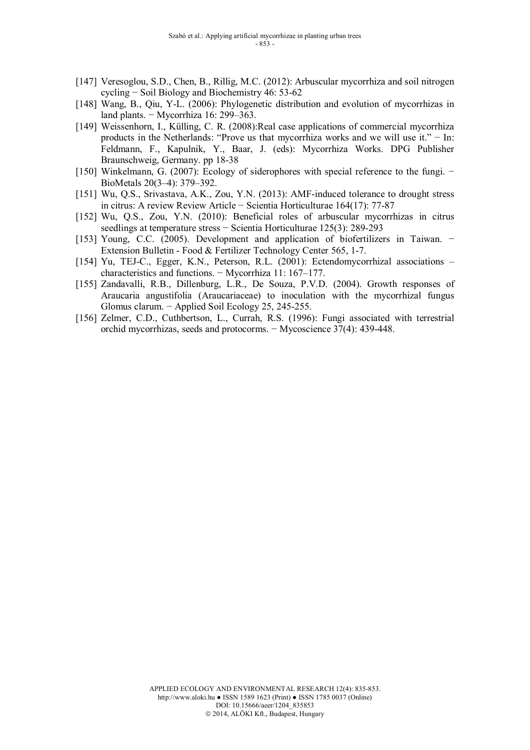[147] Veresoglou, S.D., Chen, B., Rillig, M.C. (2012): Arbuscular mycorrhiza and soil nitrogen cycling − Soil Biology and Biochemistry 46: 53-62

[148] Wang, B., Qiu, Y-L. (2006): Phylogenetic distribution and evolution of mycorrhizas in land plants. − Mycorrhiza 16: 299–363.

[149] Weissenhorn, I., Külling, C. R. (2008):Real case applications of commercial mycorrhiza products in the Netherlands: "Prove us that mycorrhiza works and we will use it." − In: Feldmann, F., Kapulnik, Y., Baar, J. (eds): Mycorrhiza Works. DPG Publisher Braunschweig, Germany. pp 18-38

[150] Winkelmann, G. (2007): Ecology of siderophores with special reference to the fungi. − BioMetals 20(3–4): 379–392.

[151] Wu, Q.S., Srivastava, A.K., Zou, Y.N. (2013): AMF-induced tolerance to drought stress in citrus: A review Review Article − Scientia Horticulturae 164(17): 77-87

[152] Wu, Q.S., Zou, Y.N. (2010): Beneficial roles of arbuscular mycorrhizas in citrus seedlings at temperature stress − Scientia Horticulturae 125(3): 289-293

[153] Young, C.C. (2005). Development and application of biofertilizers in Taiwan. − Extension Bulletin - Food & Fertilizer Technology Center 565, 1-7.

[154] Yu, TEJ-C., Egger, K.N., Peterson, R.L. (2001): Ectendomycorrhizal associations – characteristics and functions. − Mycorrhiza 11: 167–177.

[155] Zandavalli, R.B., Dillenburg, L.R., De Souza, P.V.D. (2004). Growth responses of Araucaria angustifolia (Araucariaceae) to inoculation with the mycorrhizal fungus Glomus clarum. − Applied Soil Ecology 25, 245-255.

[156] Zelmer, C.D., Cuthbertson, L., Currah, R.S. (1996): Fungi associated with terrestrial orchid mycorrhizas, seeds and protocorms. − Mycoscience 37(4): 439-448.